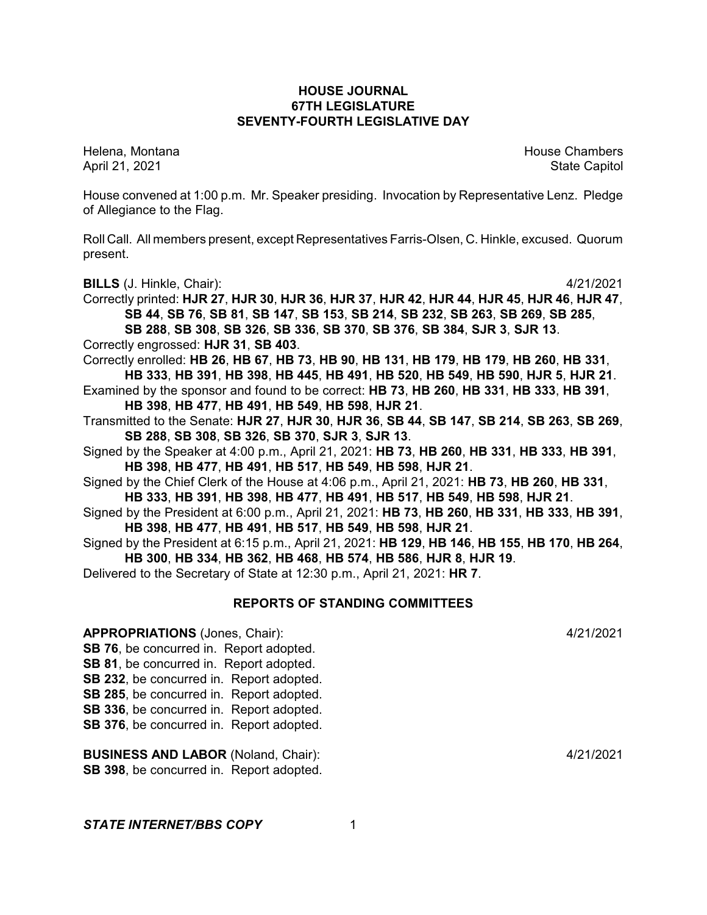# HOUSE JOURNAL
## 67TH LEGISLATURE
## SEVENTY-FOURTH LEGISLATIVE DAY

Helena, Montana — House Chambers
April 21, 2021 — State Capitol

House convened at 1:00 p.m. Mr. Speaker presiding. Invocation by Representative Lenz. Pledge of Allegiance to the Flag.

Roll Call. All members present, except Representatives Farris-Olsen, C. Hinkle, excused. Quorum present.

**BILLS** (J. Hinkle, Chair): 4/21/2021

Correctly printed: **HJR 27**, **HJR 30**, **HJR 36**, **HJR 37**, **HJR 42**, **HJR 44**, **HJR 45**, **HJR 46**, **HJR 47**, **SB 44**, **SB 76**, **SB 81**, **SB 147**, **SB 153**, **SB 214**, **SB 232**, **SB 263**, **SB 269**, **SB 285**, **SB 288**, **SB 308**, **SB 326**, **SB 336**, **SB 370**, **SB 376**, **SB 384**, **SJR 3**, **SJR 13**.

Correctly engrossed: **HJR 31**, **SB 403**.

Correctly enrolled: **HB 26**, **HB 67**, **HB 73**, **HB 90**, **HB 131**, **HB 179**, **HB 179**, **HB 260**, **HB 331**, **HB 333**, **HB 391**, **HB 398**, **HB 445**, **HB 491**, **HB 520**, **HB 549**, **HB 590**, **HJR 5**, **HJR 21**.

Examined by the sponsor and found to be correct: **HB 73**, **HB 260**, **HB 331**, **HB 333**, **HB 391**, **HB 398**, **HB 477**, **HB 491**, **HB 549**, **HB 598**, **HJR 21**.

Transmitted to the Senate: **HJR 27**, **HJR 30**, **HJR 36**, **SB 44**, **SB 147**, **SB 214**, **SB 263**, **SB 269**, **SB 288**, **SB 308**, **SB 326**, **SB 370**, **SJR 3**, **SJR 13**.

Signed by the Speaker at 4:00 p.m., April 21, 2021: **HB 73**, **HB 260**, **HB 331**, **HB 333**, **HB 391**, **HB 398**, **HB 477**, **HB 491**, **HB 517**, **HB 549**, **HB 598**, **HJR 21**.

Signed by the Chief Clerk of the House at 4:06 p.m., April 21, 2021: **HB 73**, **HB 260**, **HB 331**, **HB 333**, **HB 391**, **HB 398**, **HB 477**, **HB 491**, **HB 517**, **HB 549**, **HB 598**, **HJR 21**.

Signed by the President at 6:00 p.m., April 21, 2021: **HB 73**, **HB 260**, **HB 331**, **HB 333**, **HB 391**, **HB 398**, **HB 477**, **HB 491**, **HB 517**, **HB 549**, **HB 598**, **HJR 21**.

Signed by the President at 6:15 p.m., April 21, 2021: **HB 129**, **HB 146**, **HB 155**, **HB 170**, **HB 264**, **HB 300**, **HB 334**, **HB 362**, **HB 468**, **HB 574**, **HB 586**, **HJR 8**, **HJR 19**.

Delivered to the Secretary of State at 12:30 p.m., April 21, 2021: **HR 7**.

## REPORTS OF STANDING COMMITTEES

**APPROPRIATIONS** (Jones, Chair): 4/21/2021

**SB 76**, be concurred in. Report adopted.
**SB 81**, be concurred in. Report adopted.
**SB 232**, be concurred in. Report adopted.
**SB 285**, be concurred in. Report adopted.
**SB 336**, be concurred in. Report adopted.
**SB 376**, be concurred in. Report adopted.

**BUSINESS AND LABOR** (Noland, Chair): 4/21/2021

**SB 398**, be concurred in. Report adopted.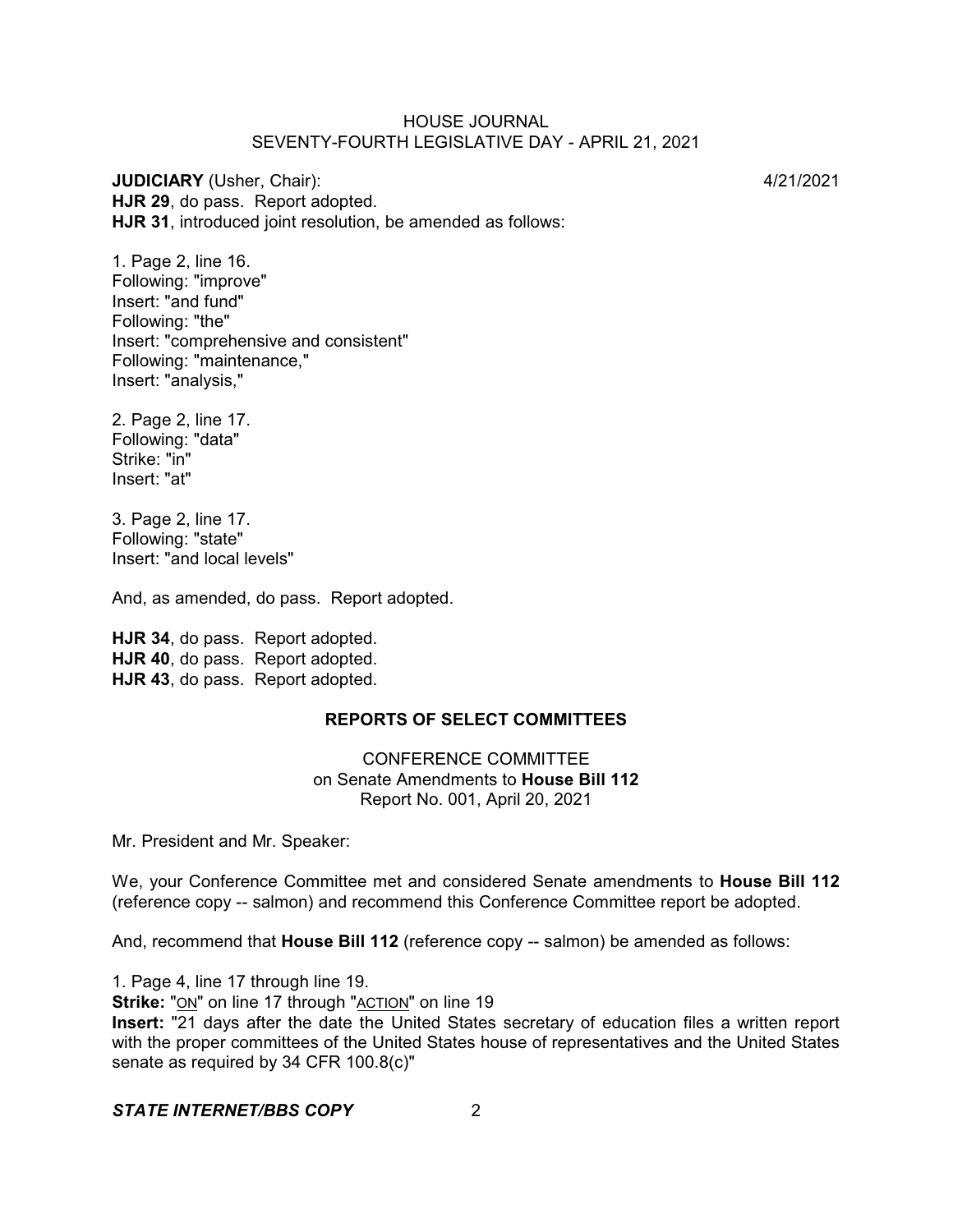**JUDICIARY** (Usher, Chair): 4/21/2021

**HJR 29**, do pass. Report adopted.

**HJR 31**, introduced joint resolution, be amended as follows:

1. Page 2, line 16.
Following: "improve"
Insert: "and fund"
Following: "the"
Insert: "comprehensive and consistent"
Following: "maintenance,"
Insert: "analysis,"

2. Page 2, line 17.
Following: "data"
Strike: "in"
Insert: "at"

3. Page 2, line 17.
Following: "state"
Insert: "and local levels"

And, as amended, do pass. Report adopted.

**HJR 34**, do pass. Report adopted.
**HJR 40**, do pass. Report adopted.
**HJR 43**, do pass. Report adopted.

## REPORTS OF SELECT COMMITTEES

CONFERENCE COMMITTEE
on Senate Amendments to **House Bill 112**
Report No. 001, April 20, 2021

Mr. President and Mr. Speaker:

We, your Conference Committee met and considered Senate amendments to **House Bill 112** (reference copy -- salmon) and recommend this Conference Committee report be adopted.

And, recommend that **House Bill 112** (reference copy -- salmon) be amended as follows:

1. Page 4, line 17 through line 19.
**Strike:** "ON" on line 17 through "ACTION" on line 19
**Insert:** "21 days after the date the United States secretary of education files a written report with the proper committees of the United States house of representatives and the United States senate as required by 34 CFR 100.8(c)"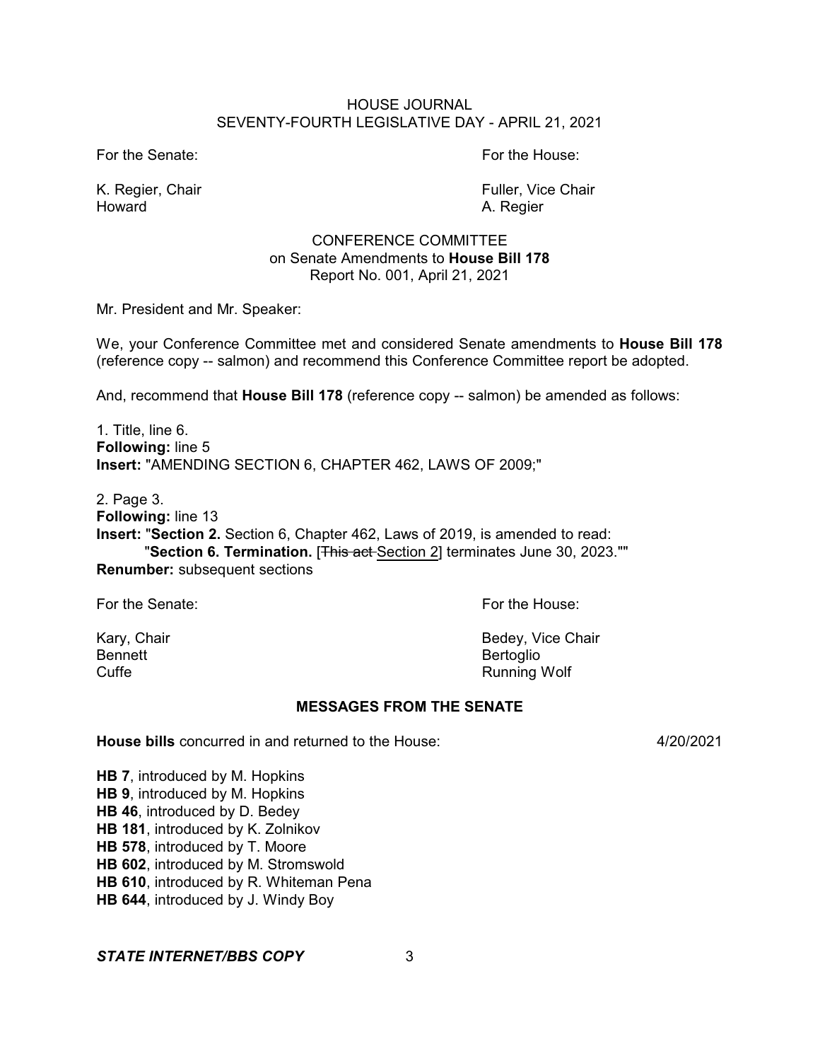For the Senate:

K. Regier, Chair
Howard

For the House:

Fuller, Vice Chair
A. Regier

CONFERENCE COMMITTEE
on Senate Amendments to **House Bill 178**
Report No. 001, April 21, 2021

Mr. President and Mr. Speaker:

We, your Conference Committee met and considered Senate amendments to **House Bill 178** (reference copy -- salmon) and recommend this Conference Committee report be adopted.

And, recommend that **House Bill 178** (reference copy -- salmon) be amended as follows:

1. Title, line 6.
**Following:** line 5
**Insert:** "AMENDING SECTION 6, CHAPTER 462, LAWS OF 2009;"

2. Page 3.
**Following:** line 13
**Insert:** "**Section 2.** Section 6, Chapter 462, Laws of 2019, is amended to read:
"**Section 6. Termination.** [~~This act~~ Section 2] terminates June 30, 2023.""
**Renumber:** subsequent sections

For the Senate:

Kary, Chair
Bennett
Cuffe

For the House:

Bedey, Vice Chair
Bertoglio
Running Wolf

## MESSAGES FROM THE SENATE

**House bills** concurred in and returned to the House: 4/20/2021

**HB 7**, introduced by M. Hopkins
**HB 9**, introduced by M. Hopkins
**HB 46**, introduced by D. Bedey
**HB 181**, introduced by K. Zolnikov
**HB 578**, introduced by T. Moore
**HB 602**, introduced by M. Stromswold
**HB 610**, introduced by R. Whiteman Pena
**HB 644**, introduced by J. Windy Boy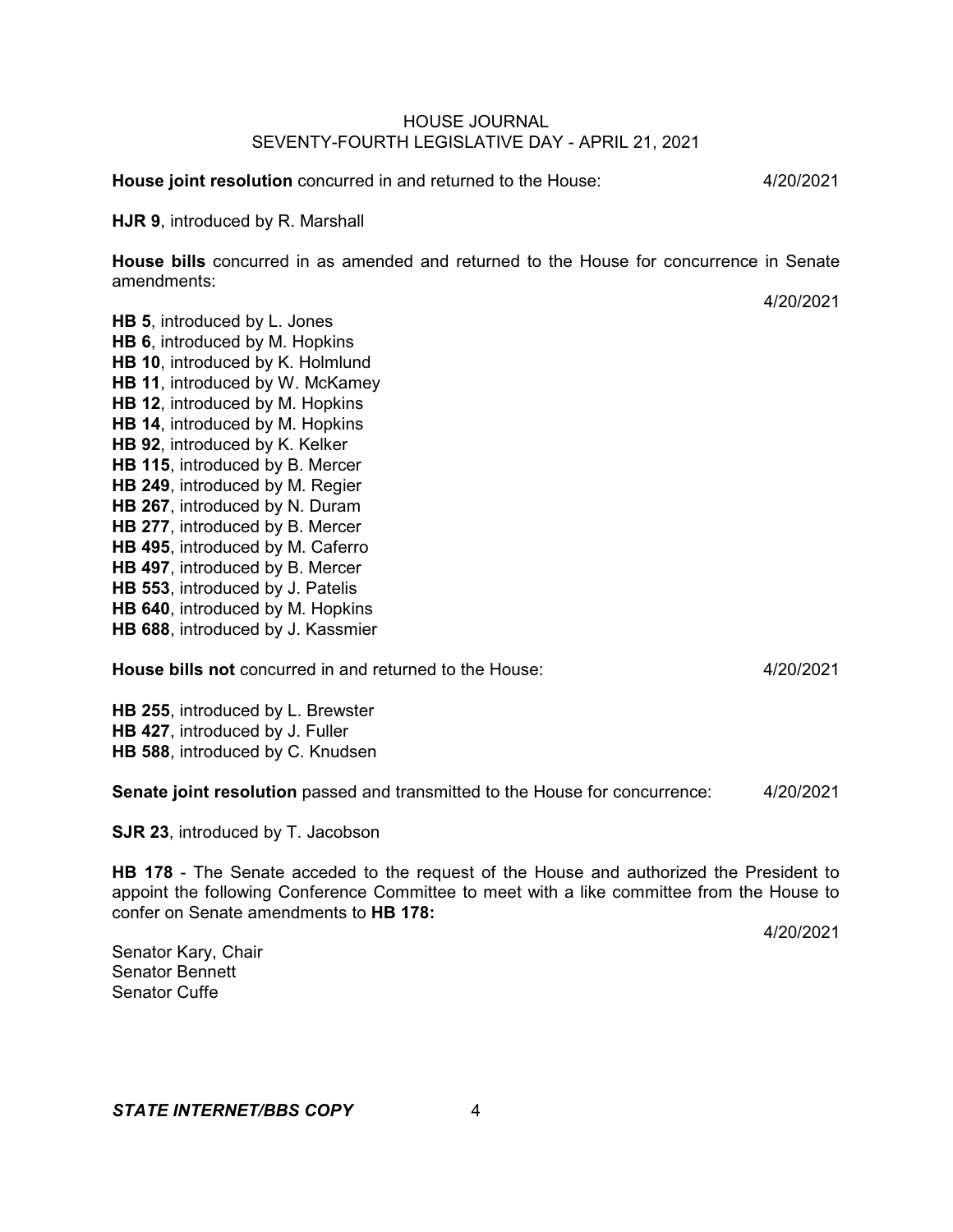**House joint resolution** concurred in and returned to the House: 4/20/2021

**HJR 9**, introduced by R. Marshall

**House bills** concurred in as amended and returned to the House for concurrence in Senate amendments:

4/20/2021

**HB 5**, introduced by L. Jones
**HB 6**, introduced by M. Hopkins
**HB 10**, introduced by K. Holmlund
**HB 11**, introduced by W. McKamey
**HB 12**, introduced by M. Hopkins
**HB 14**, introduced by M. Hopkins
**HB 92**, introduced by K. Kelker
**HB 115**, introduced by B. Mercer
**HB 249**, introduced by M. Regier
**HB 267**, introduced by N. Duram
**HB 277**, introduced by B. Mercer
**HB 495**, introduced by M. Caferro
**HB 497**, introduced by B. Mercer
**HB 553**, introduced by J. Patelis
**HB 640**, introduced by M. Hopkins
**HB 688**, introduced by J. Kassmier

**House bills not** concurred in and returned to the House: 4/20/2021

**HB 255**, introduced by L. Brewster
**HB 427**, introduced by J. Fuller
**HB 588**, introduced by C. Knudsen

**Senate joint resolution** passed and transmitted to the House for concurrence: 4/20/2021

**SJR 23**, introduced by T. Jacobson

**HB 178** - The Senate acceded to the request of the House and authorized the President to appoint the following Conference Committee to meet with a like committee from the House to confer on Senate amendments to **HB 178:**

4/20/2021

Senator Kary, Chair
Senator Bennett
Senator Cuffe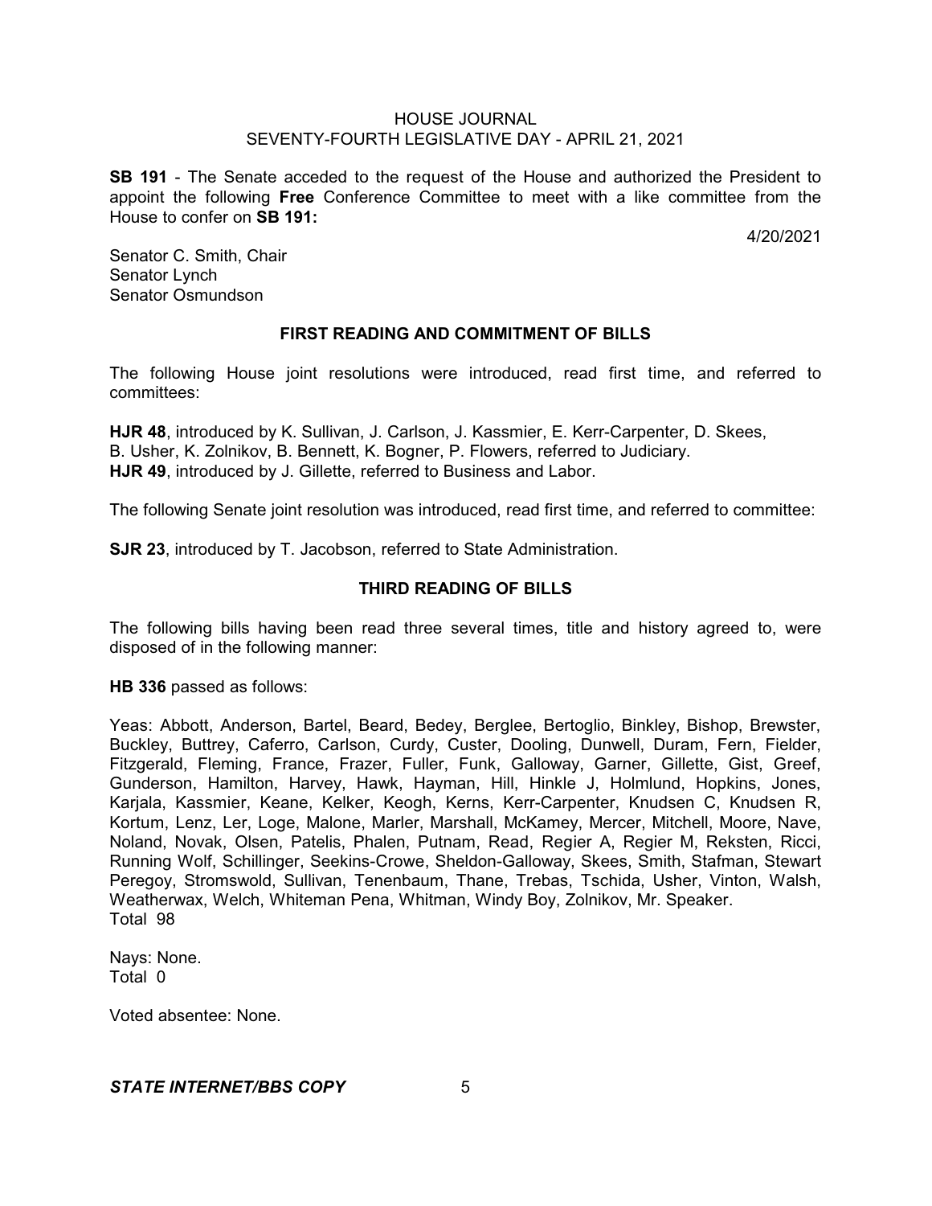**SB 191** - The Senate acceded to the request of the House and authorized the President to appoint the following **Free** Conference Committee to meet with a like committee from the House to confer on **SB 191:**

4/20/2021

Senator C. Smith, Chair
Senator Lynch
Senator Osmundson

## FIRST READING AND COMMITMENT OF BILLS

The following House joint resolutions were introduced, read first time, and referred to committees:

**HJR 48**, introduced by K. Sullivan, J. Carlson, J. Kassmier, E. Kerr-Carpenter, D. Skees, B. Usher, K. Zolnikov, B. Bennett, K. Bogner, P. Flowers, referred to Judiciary.
**HJR 49**, introduced by J. Gillette, referred to Business and Labor.

The following Senate joint resolution was introduced, read first time, and referred to committee:

**SJR 23**, introduced by T. Jacobson, referred to State Administration.

## THIRD READING OF BILLS

The following bills having been read three several times, title and history agreed to, were disposed of in the following manner:

**HB 336** passed as follows:

Yeas: Abbott, Anderson, Bartel, Beard, Bedey, Berglee, Bertoglio, Binkley, Bishop, Brewster, Buckley, Buttrey, Caferro, Carlson, Curdy, Custer, Dooling, Dunwell, Duram, Fern, Fielder, Fitzgerald, Fleming, France, Frazer, Fuller, Funk, Galloway, Garner, Gillette, Gist, Greef, Gunderson, Hamilton, Harvey, Hawk, Hayman, Hill, Hinkle J, Holmlund, Hopkins, Jones, Karjala, Kassmier, Keane, Kelker, Keogh, Kerns, Kerr-Carpenter, Knudsen C, Knudsen R, Kortum, Lenz, Ler, Loge, Malone, Marler, Marshall, McKamey, Mercer, Mitchell, Moore, Nave, Noland, Novak, Olsen, Patelis, Phalen, Putnam, Read, Regier A, Regier M, Reksten, Ricci, Running Wolf, Schillinger, Seekins-Crowe, Sheldon-Galloway, Skees, Smith, Stafman, Stewart Peregoy, Stromswold, Sullivan, Tenenbaum, Thane, Trebas, Tschida, Usher, Vinton, Walsh, Weatherwax, Welch, Whiteman Pena, Whitman, Windy Boy, Zolnikov, Mr. Speaker.
Total 98

Nays: None.
Total 0

Voted absentee: None.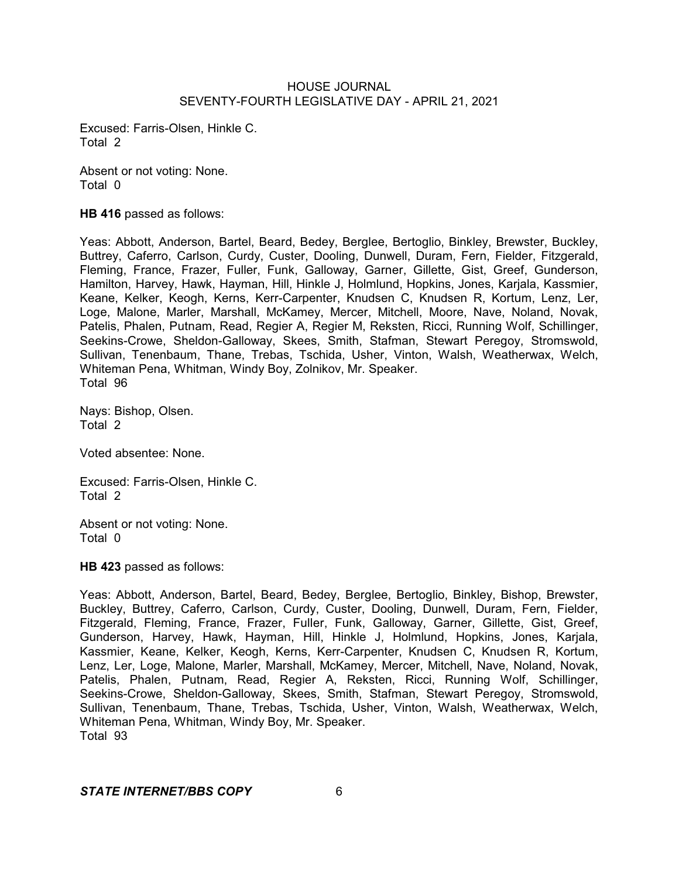Excused: Farris-Olsen, Hinkle C.
Total 2

Absent or not voting: None.
Total 0

**HB 416** passed as follows:

Yeas: Abbott, Anderson, Bartel, Beard, Bedey, Berglee, Bertoglio, Binkley, Brewster, Buckley, Buttrey, Caferro, Carlson, Curdy, Custer, Dooling, Dunwell, Duram, Fern, Fielder, Fitzgerald, Fleming, France, Frazer, Fuller, Funk, Galloway, Garner, Gillette, Gist, Greef, Gunderson, Hamilton, Harvey, Hawk, Hayman, Hill, Hinkle J, Holmlund, Hopkins, Jones, Karjala, Kassmier, Keane, Kelker, Keogh, Kerns, Kerr-Carpenter, Knudsen C, Knudsen R, Kortum, Lenz, Ler, Loge, Malone, Marler, Marshall, McKamey, Mercer, Mitchell, Moore, Nave, Noland, Novak, Patelis, Phalen, Putnam, Read, Regier A, Regier M, Reksten, Ricci, Running Wolf, Schillinger, Seekins-Crowe, Sheldon-Galloway, Skees, Smith, Stafman, Stewart Peregoy, Stromswold, Sullivan, Tenenbaum, Thane, Trebas, Tschida, Usher, Vinton, Walsh, Weatherwax, Welch, Whiteman Pena, Whitman, Windy Boy, Zolnikov, Mr. Speaker.
Total 96

Nays: Bishop, Olsen.
Total 2

Voted absentee: None.

Excused: Farris-Olsen, Hinkle C.
Total 2

Absent or not voting: None.
Total 0

**HB 423** passed as follows:

Yeas: Abbott, Anderson, Bartel, Beard, Bedey, Berglee, Bertoglio, Binkley, Bishop, Brewster, Buckley, Buttrey, Caferro, Carlson, Curdy, Custer, Dooling, Dunwell, Duram, Fern, Fielder, Fitzgerald, Fleming, France, Frazer, Fuller, Funk, Galloway, Garner, Gillette, Gist, Greef, Gunderson, Harvey, Hawk, Hayman, Hill, Hinkle J, Holmlund, Hopkins, Jones, Karjala, Kassmier, Keane, Kelker, Keogh, Kerns, Kerr-Carpenter, Knudsen C, Knudsen R, Kortum, Lenz, Ler, Loge, Malone, Marler, Marshall, McKamey, Mercer, Mitchell, Nave, Noland, Novak, Patelis, Phalen, Putnam, Read, Regier A, Reksten, Ricci, Running Wolf, Schillinger, Seekins-Crowe, Sheldon-Galloway, Skees, Smith, Stafman, Stewart Peregoy, Stromswold, Sullivan, Tenenbaum, Thane, Trebas, Tschida, Usher, Vinton, Walsh, Weatherwax, Welch, Whiteman Pena, Whitman, Windy Boy, Mr. Speaker.
Total 93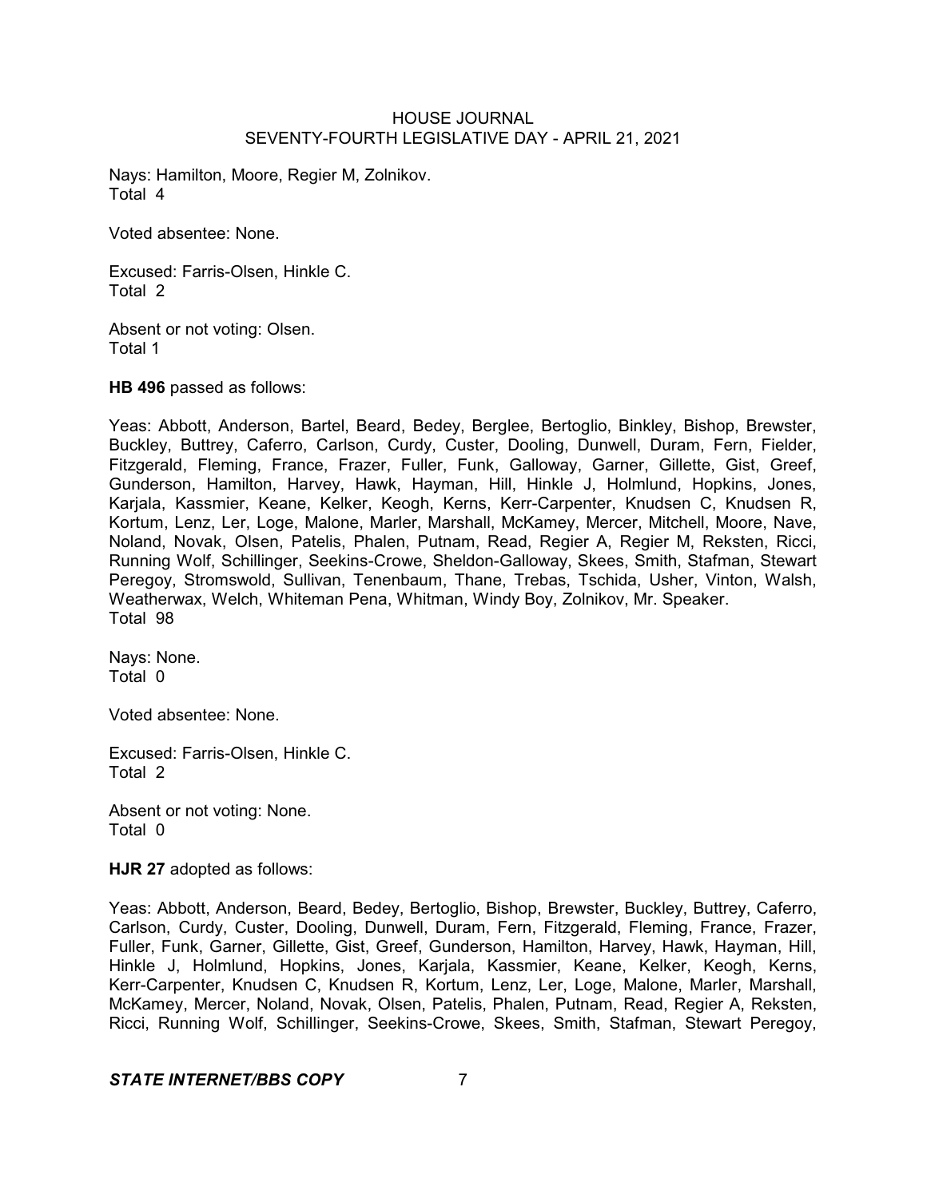Nays: Hamilton, Moore, Regier M, Zolnikov.
Total 4

Voted absentee: None.

Excused: Farris-Olsen, Hinkle C.
Total 2

Absent or not voting: Olsen.
Total 1

**HB 496** passed as follows:

Yeas: Abbott, Anderson, Bartel, Beard, Bedey, Berglee, Bertoglio, Binkley, Bishop, Brewster, Buckley, Buttrey, Caferro, Carlson, Curdy, Custer, Dooling, Dunwell, Duram, Fern, Fielder, Fitzgerald, Fleming, France, Frazer, Fuller, Funk, Galloway, Garner, Gillette, Gist, Greef, Gunderson, Hamilton, Harvey, Hawk, Hayman, Hill, Hinkle J, Holmlund, Hopkins, Jones, Karjala, Kassmier, Keane, Kelker, Keogh, Kerns, Kerr-Carpenter, Knudsen C, Knudsen R, Kortum, Lenz, Ler, Loge, Malone, Marler, Marshall, McKamey, Mercer, Mitchell, Moore, Nave, Noland, Novak, Olsen, Patelis, Phalen, Putnam, Read, Regier A, Regier M, Reksten, Ricci, Running Wolf, Schillinger, Seekins-Crowe, Sheldon-Galloway, Skees, Smith, Stafman, Stewart Peregoy, Stromswold, Sullivan, Tenenbaum, Thane, Trebas, Tschida, Usher, Vinton, Walsh, Weatherwax, Welch, Whiteman Pena, Whitman, Windy Boy, Zolnikov, Mr. Speaker.
Total 98

Nays: None.
Total 0

Voted absentee: None.

Excused: Farris-Olsen, Hinkle C.
Total 2

Absent or not voting: None.
Total 0

**HJR 27** adopted as follows:

Yeas: Abbott, Anderson, Beard, Bedey, Bertoglio, Bishop, Brewster, Buckley, Buttrey, Caferro, Carlson, Curdy, Custer, Dooling, Dunwell, Duram, Fern, Fitzgerald, Fleming, France, Frazer, Fuller, Funk, Garner, Gillette, Gist, Greef, Gunderson, Hamilton, Harvey, Hawk, Hayman, Hill, Hinkle J, Holmlund, Hopkins, Jones, Karjala, Kassmier, Keane, Kelker, Keogh, Kerns, Kerr-Carpenter, Knudsen C, Knudsen R, Kortum, Lenz, Ler, Loge, Malone, Marler, Marshall, McKamey, Mercer, Noland, Novak, Olsen, Patelis, Phalen, Putnam, Read, Regier A, Reksten, Ricci, Running Wolf, Schillinger, Seekins-Crowe, Skees, Smith, Stafman, Stewart Peregoy,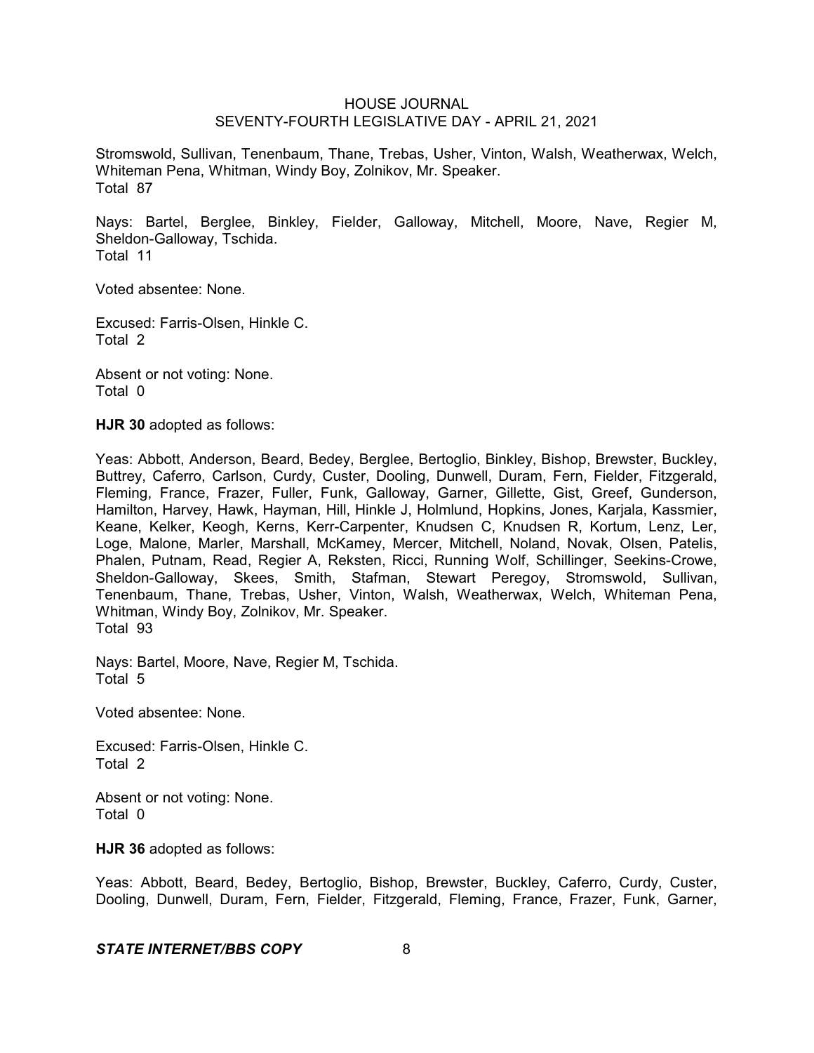Stromswold, Sullivan, Tenenbaum, Thane, Trebas, Usher, Vinton, Walsh, Weatherwax, Welch, Whiteman Pena, Whitman, Windy Boy, Zolnikov, Mr. Speaker.
Total 87

Nays: Bartel, Berglee, Binkley, Fielder, Galloway, Mitchell, Moore, Nave, Regier M, Sheldon-Galloway, Tschida.
Total 11

Voted absentee: None.

Excused: Farris-Olsen, Hinkle C.
Total 2

Absent or not voting: None.
Total 0

**HJR 30** adopted as follows:

Yeas: Abbott, Anderson, Beard, Bedey, Berglee, Bertoglio, Binkley, Bishop, Brewster, Buckley, Buttrey, Caferro, Carlson, Curdy, Custer, Dooling, Dunwell, Duram, Fern, Fielder, Fitzgerald, Fleming, France, Frazer, Fuller, Funk, Galloway, Garner, Gillette, Gist, Greef, Gunderson, Hamilton, Harvey, Hawk, Hayman, Hill, Hinkle J, Holmlund, Hopkins, Jones, Karjala, Kassmier, Keane, Kelker, Keogh, Kerns, Kerr-Carpenter, Knudsen C, Knudsen R, Kortum, Lenz, Ler, Loge, Malone, Marler, Marshall, McKamey, Mercer, Mitchell, Noland, Novak, Olsen, Patelis, Phalen, Putnam, Read, Regier A, Reksten, Ricci, Running Wolf, Schillinger, Seekins-Crowe, Sheldon-Galloway, Skees, Smith, Stafman, Stewart Peregoy, Stromswold, Sullivan, Tenenbaum, Thane, Trebas, Usher, Vinton, Walsh, Weatherwax, Welch, Whiteman Pena, Whitman, Windy Boy, Zolnikov, Mr. Speaker.
Total 93

Nays: Bartel, Moore, Nave, Regier M, Tschida.
Total 5

Voted absentee: None.

Excused: Farris-Olsen, Hinkle C.
Total 2

Absent or not voting: None.
Total 0

**HJR 36** adopted as follows:

Yeas: Abbott, Beard, Bedey, Bertoglio, Bishop, Brewster, Buckley, Caferro, Curdy, Custer, Dooling, Dunwell, Duram, Fern, Fielder, Fitzgerald, Fleming, France, Frazer, Funk, Garner,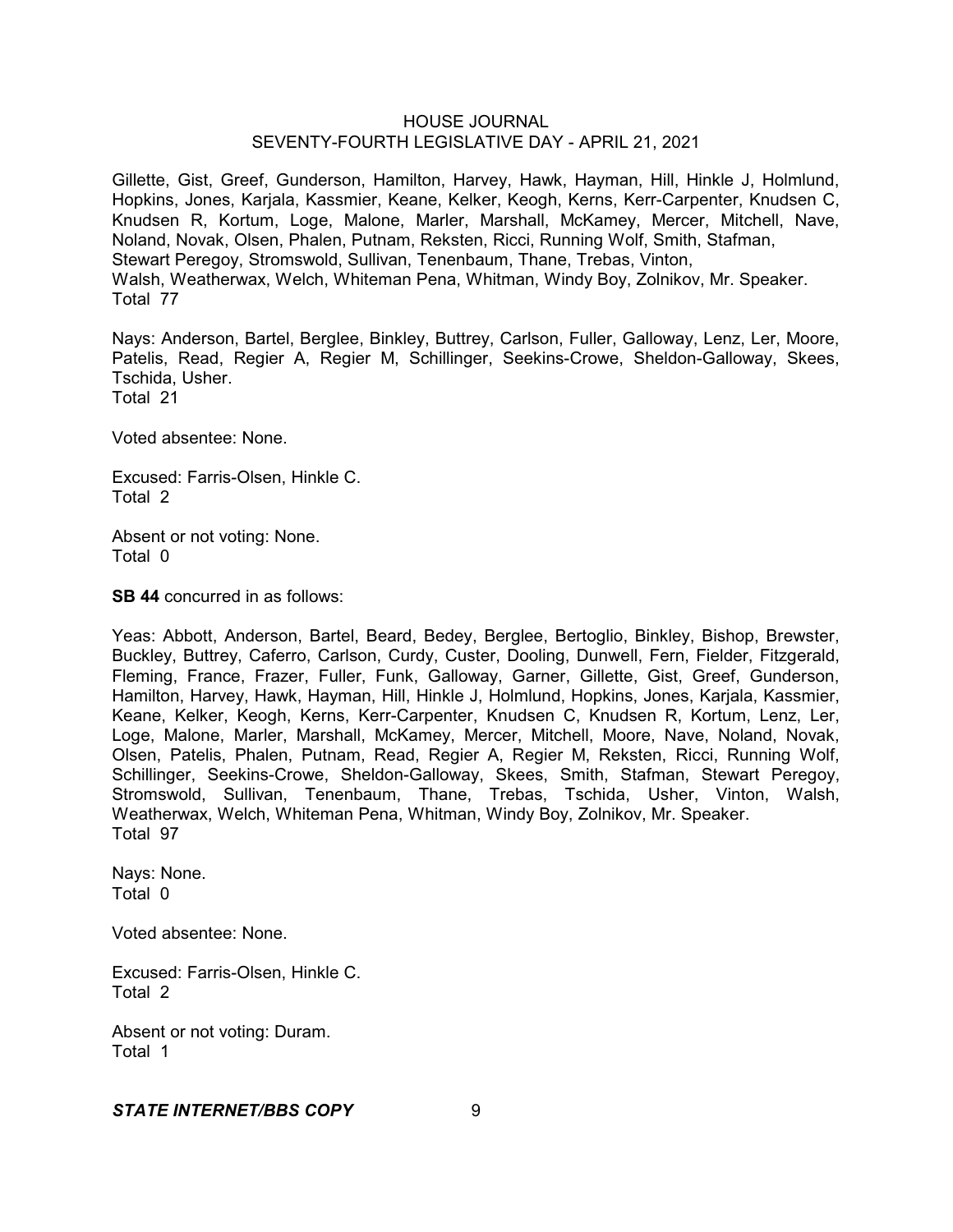Gillette, Gist, Greef, Gunderson, Hamilton, Harvey, Hawk, Hayman, Hill, Hinkle J, Holmlund, Hopkins, Jones, Karjala, Kassmier, Keane, Kelker, Keogh, Kerns, Kerr-Carpenter, Knudsen C, Knudsen R, Kortum, Loge, Malone, Marler, Marshall, McKamey, Mercer, Mitchell, Nave, Noland, Novak, Olsen, Phalen, Putnam, Reksten, Ricci, Running Wolf, Smith, Stafman, Stewart Peregoy, Stromswold, Sullivan, Tenenbaum, Thane, Trebas, Vinton, Walsh, Weatherwax, Welch, Whiteman Pena, Whitman, Windy Boy, Zolnikov, Mr. Speaker.
Total 77

Nays: Anderson, Bartel, Berglee, Binkley, Buttrey, Carlson, Fuller, Galloway, Lenz, Ler, Moore, Patelis, Read, Regier A, Regier M, Schillinger, Seekins-Crowe, Sheldon-Galloway, Skees, Tschida, Usher.
Total 21

Voted absentee: None.

Excused: Farris-Olsen, Hinkle C.
Total 2

Absent or not voting: None.
Total 0

**SB 44** concurred in as follows:

Yeas: Abbott, Anderson, Bartel, Beard, Bedey, Berglee, Bertoglio, Binkley, Bishop, Brewster, Buckley, Buttrey, Caferro, Carlson, Curdy, Custer, Dooling, Dunwell, Fern, Fielder, Fitzgerald, Fleming, France, Frazer, Fuller, Funk, Galloway, Garner, Gillette, Gist, Greef, Gunderson, Hamilton, Harvey, Hawk, Hayman, Hill, Hinkle J, Holmlund, Hopkins, Jones, Karjala, Kassmier, Keane, Kelker, Keogh, Kerns, Kerr-Carpenter, Knudsen C, Knudsen R, Kortum, Lenz, Ler, Loge, Malone, Marler, Marshall, McKamey, Mercer, Mitchell, Moore, Nave, Noland, Novak, Olsen, Patelis, Phalen, Putnam, Read, Regier A, Regier M, Reksten, Ricci, Running Wolf, Schillinger, Seekins-Crowe, Sheldon-Galloway, Skees, Smith, Stafman, Stewart Peregoy, Stromswold, Sullivan, Tenenbaum, Thane, Trebas, Tschida, Usher, Vinton, Walsh, Weatherwax, Welch, Whiteman Pena, Whitman, Windy Boy, Zolnikov, Mr. Speaker.
Total 97

Nays: None.
Total 0

Voted absentee: None.

Excused: Farris-Olsen, Hinkle C.
Total 2

Absent or not voting: Duram.
Total 1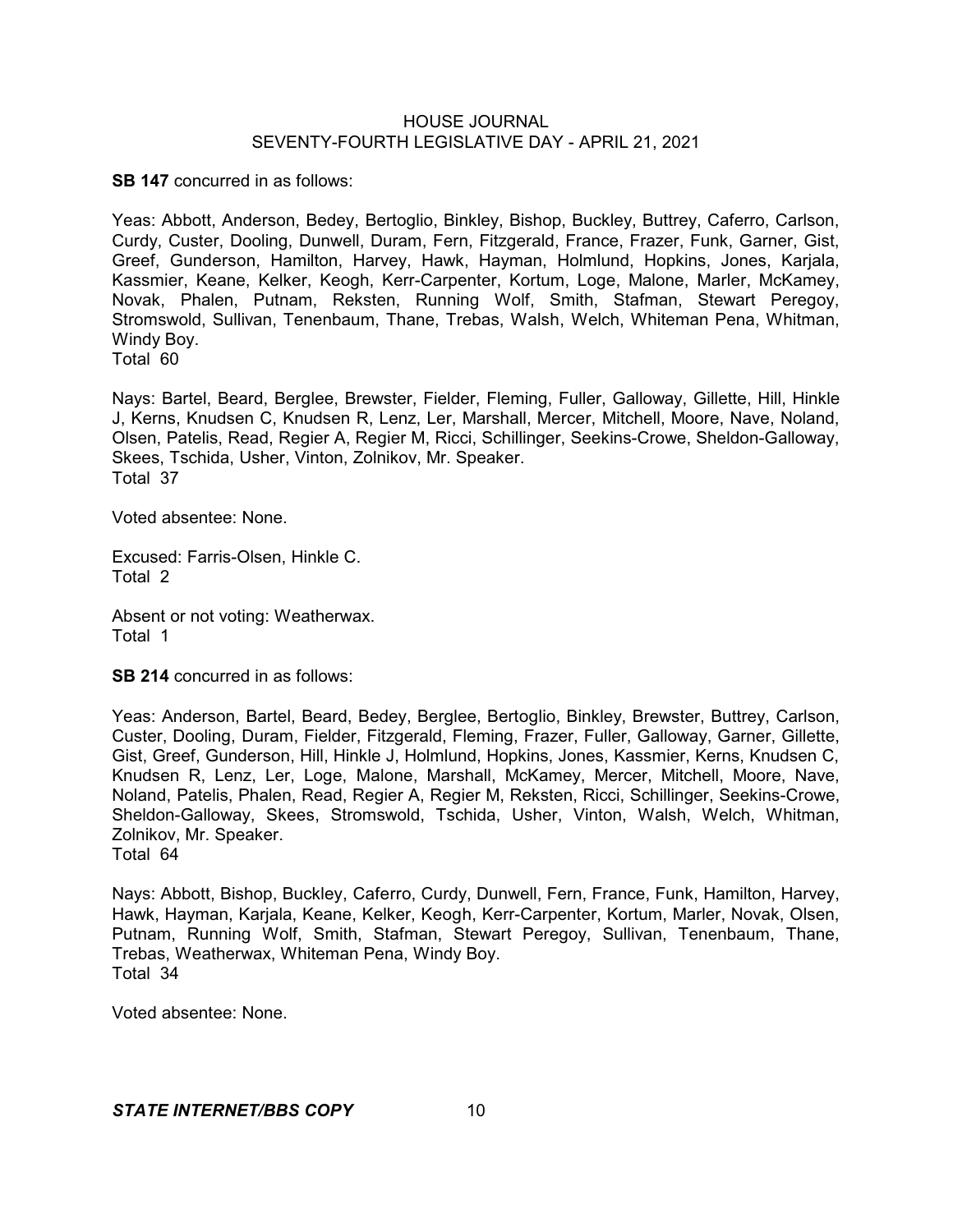**SB 147** concurred in as follows:

Yeas: Abbott, Anderson, Bedey, Bertoglio, Binkley, Bishop, Buckley, Buttrey, Caferro, Carlson, Curdy, Custer, Dooling, Dunwell, Duram, Fern, Fitzgerald, France, Frazer, Funk, Garner, Gist, Greef, Gunderson, Hamilton, Harvey, Hawk, Hayman, Holmlund, Hopkins, Jones, Karjala, Kassmier, Keane, Kelker, Keogh, Kerr-Carpenter, Kortum, Loge, Malone, Marler, McKamey, Novak, Phalen, Putnam, Reksten, Running Wolf, Smith, Stafman, Stewart Peregoy, Stromswold, Sullivan, Tenenbaum, Thane, Trebas, Walsh, Welch, Whiteman Pena, Whitman, Windy Boy.
Total 60

Nays: Bartel, Beard, Berglee, Brewster, Fielder, Fleming, Fuller, Galloway, Gillette, Hill, Hinkle J, Kerns, Knudsen C, Knudsen R, Lenz, Ler, Marshall, Mercer, Mitchell, Moore, Nave, Noland, Olsen, Patelis, Read, Regier A, Regier M, Ricci, Schillinger, Seekins-Crowe, Sheldon-Galloway, Skees, Tschida, Usher, Vinton, Zolnikov, Mr. Speaker.
Total 37

Voted absentee: None.

Excused: Farris-Olsen, Hinkle C.
Total 2

Absent or not voting: Weatherwax.
Total 1

**SB 214** concurred in as follows:

Yeas: Anderson, Bartel, Beard, Bedey, Berglee, Bertoglio, Binkley, Brewster, Buttrey, Carlson, Custer, Dooling, Duram, Fielder, Fitzgerald, Fleming, Frazer, Fuller, Galloway, Garner, Gillette, Gist, Greef, Gunderson, Hill, Hinkle J, Holmlund, Hopkins, Jones, Kassmier, Kerns, Knudsen C, Knudsen R, Lenz, Ler, Loge, Malone, Marshall, McKamey, Mercer, Mitchell, Moore, Nave, Noland, Patelis, Phalen, Read, Regier A, Regier M, Reksten, Ricci, Schillinger, Seekins-Crowe, Sheldon-Galloway, Skees, Stromswold, Tschida, Usher, Vinton, Walsh, Welch, Whitman, Zolnikov, Mr. Speaker.
Total 64

Nays: Abbott, Bishop, Buckley, Caferro, Curdy, Dunwell, Fern, France, Funk, Hamilton, Harvey, Hawk, Hayman, Karjala, Keane, Kelker, Keogh, Kerr-Carpenter, Kortum, Marler, Novak, Olsen, Putnam, Running Wolf, Smith, Stafman, Stewart Peregoy, Sullivan, Tenenbaum, Thane, Trebas, Weatherwax, Whiteman Pena, Windy Boy.
Total 34

Voted absentee: None.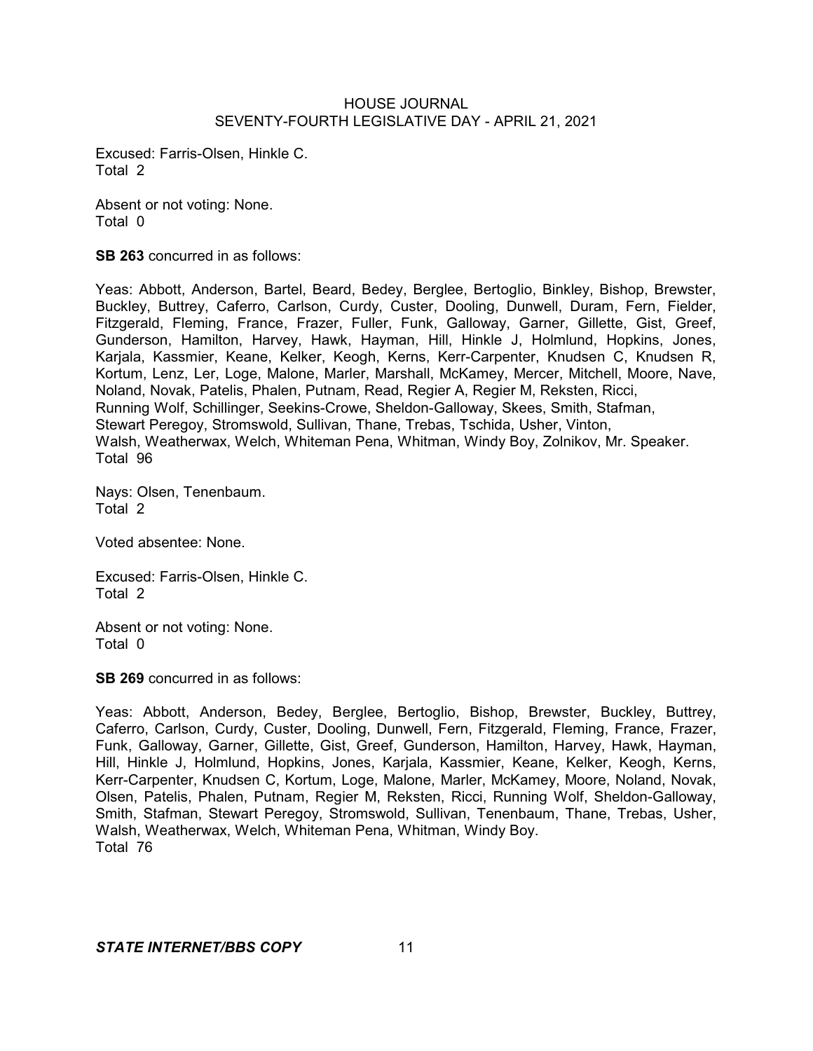Excused: Farris-Olsen, Hinkle C.
Total 2

Absent or not voting: None.
Total 0

**SB 263** concurred in as follows:

Yeas: Abbott, Anderson, Bartel, Beard, Bedey, Berglee, Bertoglio, Binkley, Bishop, Brewster, Buckley, Buttrey, Caferro, Carlson, Curdy, Custer, Dooling, Dunwell, Duram, Fern, Fielder, Fitzgerald, Fleming, France, Frazer, Fuller, Funk, Galloway, Garner, Gillette, Gist, Greef, Gunderson, Hamilton, Harvey, Hawk, Hayman, Hill, Hinkle J, Holmlund, Hopkins, Jones, Karjala, Kassmier, Keane, Kelker, Keogh, Kerns, Kerr-Carpenter, Knudsen C, Knudsen R, Kortum, Lenz, Ler, Loge, Malone, Marler, Marshall, McKamey, Mercer, Mitchell, Moore, Nave, Noland, Novak, Patelis, Phalen, Putnam, Read, Regier A, Regier M, Reksten, Ricci, Running Wolf, Schillinger, Seekins-Crowe, Sheldon-Galloway, Skees, Smith, Stafman, Stewart Peregoy, Stromswold, Sullivan, Thane, Trebas, Tschida, Usher, Vinton, Walsh, Weatherwax, Welch, Whiteman Pena, Whitman, Windy Boy, Zolnikov, Mr. Speaker.
Total 96

Nays: Olsen, Tenenbaum.
Total 2

Voted absentee: None.

Excused: Farris-Olsen, Hinkle C.
Total 2

Absent or not voting: None.
Total 0

**SB 269** concurred in as follows:

Yeas: Abbott, Anderson, Bedey, Berglee, Bertoglio, Bishop, Brewster, Buckley, Buttrey, Caferro, Carlson, Curdy, Custer, Dooling, Dunwell, Fern, Fitzgerald, Fleming, France, Frazer, Funk, Galloway, Garner, Gillette, Gist, Greef, Gunderson, Hamilton, Harvey, Hawk, Hayman, Hill, Hinkle J, Holmlund, Hopkins, Jones, Karjala, Kassmier, Keane, Kelker, Keogh, Kerns, Kerr-Carpenter, Knudsen C, Kortum, Loge, Malone, Marler, McKamey, Moore, Noland, Novak, Olsen, Patelis, Phalen, Putnam, Regier M, Reksten, Ricci, Running Wolf, Sheldon-Galloway, Smith, Stafman, Stewart Peregoy, Stromswold, Sullivan, Tenenbaum, Thane, Trebas, Usher, Walsh, Weatherwax, Welch, Whiteman Pena, Whitman, Windy Boy.
Total 76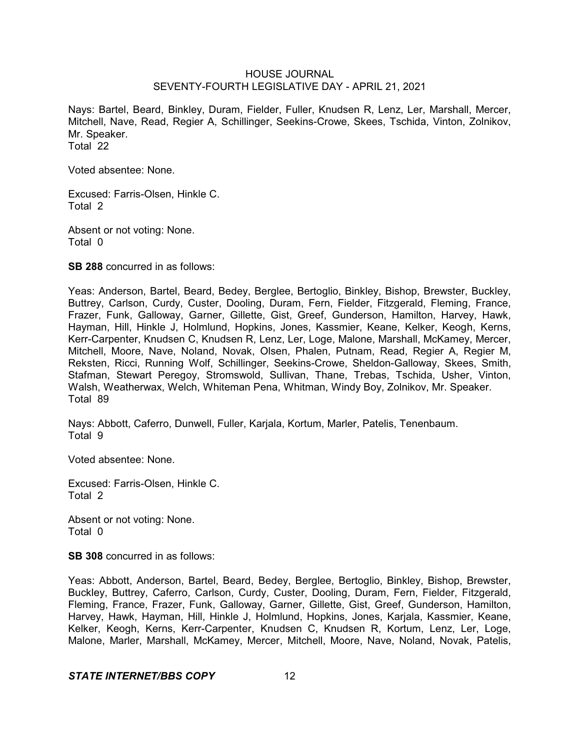Nays: Bartel, Beard, Binkley, Duram, Fielder, Fuller, Knudsen R, Lenz, Ler, Marshall, Mercer, Mitchell, Nave, Read, Regier A, Schillinger, Seekins-Crowe, Skees, Tschida, Vinton, Zolnikov, Mr. Speaker.
Total 22

Voted absentee: None.

Excused: Farris-Olsen, Hinkle C.
Total 2

Absent or not voting: None.
Total 0

**SB 288** concurred in as follows:

Yeas: Anderson, Bartel, Beard, Bedey, Berglee, Bertoglio, Binkley, Bishop, Brewster, Buckley, Buttrey, Carlson, Curdy, Custer, Dooling, Duram, Fern, Fielder, Fitzgerald, Fleming, France, Frazer, Funk, Galloway, Garner, Gillette, Gist, Greef, Gunderson, Hamilton, Harvey, Hawk, Hayman, Hill, Hinkle J, Holmlund, Hopkins, Jones, Kassmier, Keane, Kelker, Keogh, Kerns, Kerr-Carpenter, Knudsen C, Knudsen R, Lenz, Ler, Loge, Malone, Marshall, McKamey, Mercer, Mitchell, Moore, Nave, Noland, Novak, Olsen, Phalen, Putnam, Read, Regier A, Regier M, Reksten, Ricci, Running Wolf, Schillinger, Seekins-Crowe, Sheldon-Galloway, Skees, Smith, Stafman, Stewart Peregoy, Stromswold, Sullivan, Thane, Trebas, Tschida, Usher, Vinton, Walsh, Weatherwax, Welch, Whiteman Pena, Whitman, Windy Boy, Zolnikov, Mr. Speaker.
Total 89

Nays: Abbott, Caferro, Dunwell, Fuller, Karjala, Kortum, Marler, Patelis, Tenenbaum.
Total 9

Voted absentee: None.

Excused: Farris-Olsen, Hinkle C.
Total 2

Absent or not voting: None.
Total 0

**SB 308** concurred in as follows:

Yeas: Abbott, Anderson, Bartel, Beard, Bedey, Berglee, Bertoglio, Binkley, Bishop, Brewster, Buckley, Buttrey, Caferro, Carlson, Curdy, Custer, Dooling, Duram, Fern, Fielder, Fitzgerald, Fleming, France, Frazer, Funk, Galloway, Garner, Gillette, Gist, Greef, Gunderson, Hamilton, Harvey, Hawk, Hayman, Hill, Hinkle J, Holmlund, Hopkins, Jones, Karjala, Kassmier, Keane, Kelker, Keogh, Kerns, Kerr-Carpenter, Knudsen C, Knudsen R, Kortum, Lenz, Ler, Loge, Malone, Marler, Marshall, McKamey, Mercer, Mitchell, Moore, Nave, Noland, Novak, Patelis,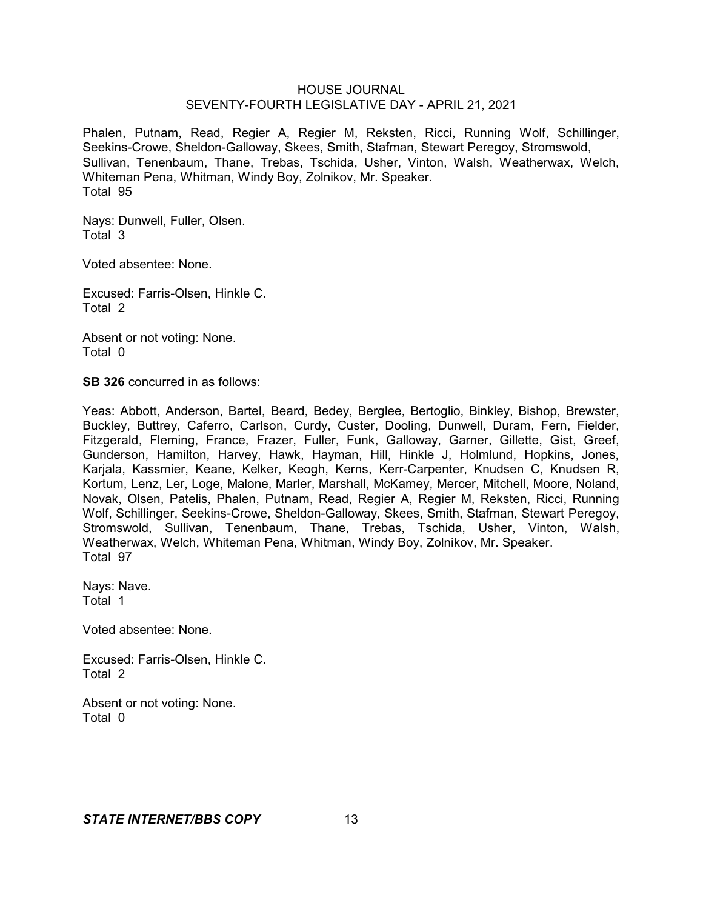Phalen, Putnam, Read, Regier A, Regier M, Reksten, Ricci, Running Wolf, Schillinger, Seekins-Crowe, Sheldon-Galloway, Skees, Smith, Stafman, Stewart Peregoy, Stromswold, Sullivan, Tenenbaum, Thane, Trebas, Tschida, Usher, Vinton, Walsh, Weatherwax, Welch, Whiteman Pena, Whitman, Windy Boy, Zolnikov, Mr. Speaker.
Total 95

Nays: Dunwell, Fuller, Olsen.
Total 3

Voted absentee: None.

Excused: Farris-Olsen, Hinkle C.
Total 2

Absent or not voting: None.
Total 0

**SB 326** concurred in as follows:

Yeas: Abbott, Anderson, Bartel, Beard, Bedey, Berglee, Bertoglio, Binkley, Bishop, Brewster, Buckley, Buttrey, Caferro, Carlson, Curdy, Custer, Dooling, Dunwell, Duram, Fern, Fielder, Fitzgerald, Fleming, France, Frazer, Fuller, Funk, Galloway, Garner, Gillette, Gist, Greef, Gunderson, Hamilton, Harvey, Hawk, Hayman, Hill, Hinkle J, Holmlund, Hopkins, Jones, Karjala, Kassmier, Keane, Kelker, Keogh, Kerns, Kerr-Carpenter, Knudsen C, Knudsen R, Kortum, Lenz, Ler, Loge, Malone, Marler, Marshall, McKamey, Mercer, Mitchell, Moore, Noland, Novak, Olsen, Patelis, Phalen, Putnam, Read, Regier A, Regier M, Reksten, Ricci, Running Wolf, Schillinger, Seekins-Crowe, Sheldon-Galloway, Skees, Smith, Stafman, Stewart Peregoy, Stromswold, Sullivan, Tenenbaum, Thane, Trebas, Tschida, Usher, Vinton, Walsh, Weatherwax, Welch, Whiteman Pena, Whitman, Windy Boy, Zolnikov, Mr. Speaker.
Total 97

Nays: Nave.
Total 1

Voted absentee: None.

Excused: Farris-Olsen, Hinkle C.
Total 2

Absent or not voting: None.
Total 0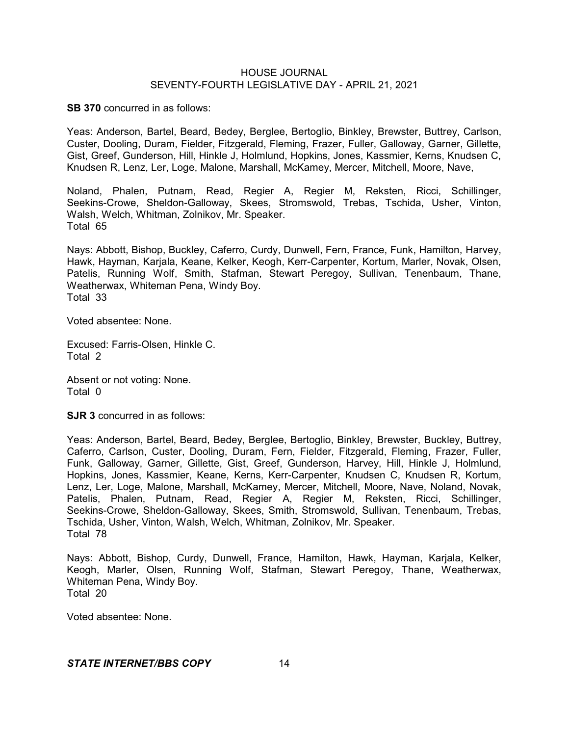**SB 370** concurred in as follows:

Yeas: Anderson, Bartel, Beard, Bedey, Berglee, Bertoglio, Binkley, Brewster, Buttrey, Carlson, Custer, Dooling, Duram, Fielder, Fitzgerald, Fleming, Frazer, Fuller, Galloway, Garner, Gillette, Gist, Greef, Gunderson, Hill, Hinkle J, Holmlund, Hopkins, Jones, Kassmier, Kerns, Knudsen C, Knudsen R, Lenz, Ler, Loge, Malone, Marshall, McKamey, Mercer, Mitchell, Moore, Nave,

Noland, Phalen, Putnam, Read, Regier A, Regier M, Reksten, Ricci, Schillinger, Seekins-Crowe, Sheldon-Galloway, Skees, Stromswold, Trebas, Tschida, Usher, Vinton, Walsh, Welch, Whitman, Zolnikov, Mr. Speaker.
Total 65

Nays: Abbott, Bishop, Buckley, Caferro, Curdy, Dunwell, Fern, France, Funk, Hamilton, Harvey, Hawk, Hayman, Karjala, Keane, Kelker, Keogh, Kerr-Carpenter, Kortum, Marler, Novak, Olsen, Patelis, Running Wolf, Smith, Stafman, Stewart Peregoy, Sullivan, Tenenbaum, Thane, Weatherwax, Whiteman Pena, Windy Boy.
Total 33

Voted absentee: None.

Excused: Farris-Olsen, Hinkle C.
Total 2

Absent or not voting: None.
Total 0

**SJR 3** concurred in as follows:

Yeas: Anderson, Bartel, Beard, Bedey, Berglee, Bertoglio, Binkley, Brewster, Buckley, Buttrey, Caferro, Carlson, Custer, Dooling, Duram, Fern, Fielder, Fitzgerald, Fleming, Frazer, Fuller, Funk, Galloway, Garner, Gillette, Gist, Greef, Gunderson, Harvey, Hill, Hinkle J, Holmlund, Hopkins, Jones, Kassmier, Keane, Kerns, Kerr-Carpenter, Knudsen C, Knudsen R, Kortum, Lenz, Ler, Loge, Malone, Marshall, McKamey, Mercer, Mitchell, Moore, Nave, Noland, Novak, Patelis, Phalen, Putnam, Read, Regier A, Regier M, Reksten, Ricci, Schillinger, Seekins-Crowe, Sheldon-Galloway, Skees, Smith, Stromswold, Sullivan, Tenenbaum, Trebas, Tschida, Usher, Vinton, Walsh, Welch, Whitman, Zolnikov, Mr. Speaker.
Total 78

Nays: Abbott, Bishop, Curdy, Dunwell, France, Hamilton, Hawk, Hayman, Karjala, Kelker, Keogh, Marler, Olsen, Running Wolf, Stafman, Stewart Peregoy, Thane, Weatherwax, Whiteman Pena, Windy Boy.
Total 20

Voted absentee: None.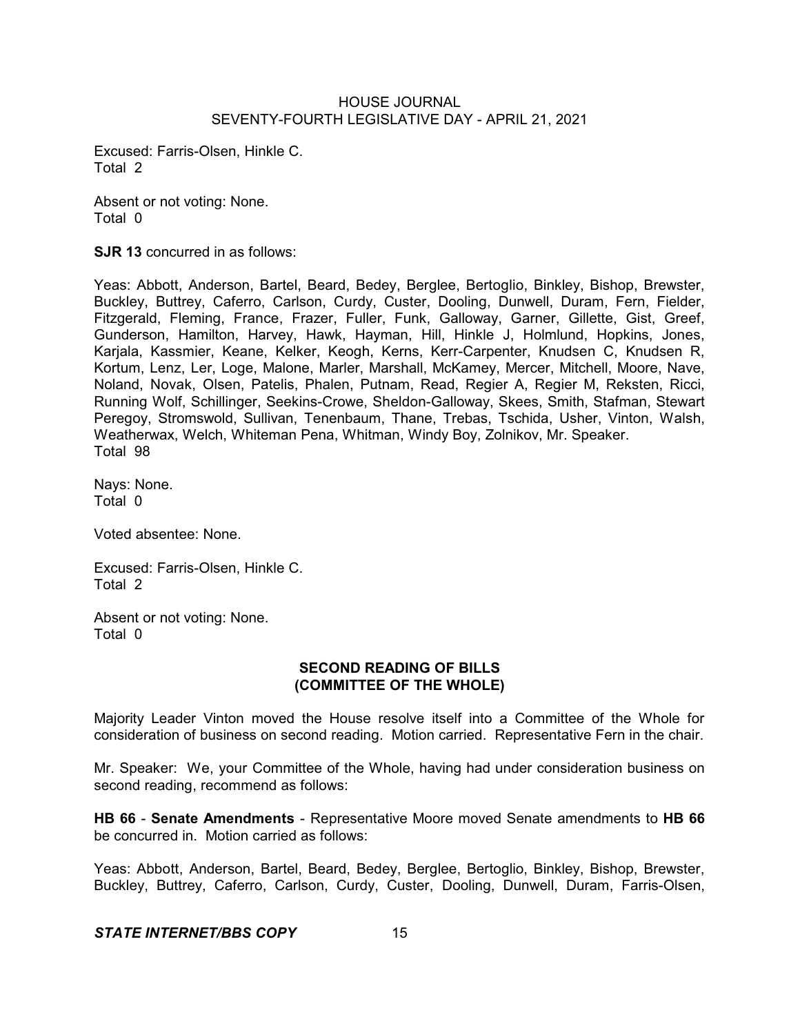Excused: Farris-Olsen, Hinkle C.
Total 2

Absent or not voting: None.
Total 0

**SJR 13** concurred in as follows:

Yeas: Abbott, Anderson, Bartel, Beard, Bedey, Berglee, Bertoglio, Binkley, Bishop, Brewster, Buckley, Buttrey, Caferro, Carlson, Curdy, Custer, Dooling, Dunwell, Duram, Fern, Fielder, Fitzgerald, Fleming, France, Frazer, Fuller, Funk, Galloway, Garner, Gillette, Gist, Greef, Gunderson, Hamilton, Harvey, Hawk, Hayman, Hill, Hinkle J, Holmlund, Hopkins, Jones, Karjala, Kassmier, Keane, Kelker, Keogh, Kerns, Kerr-Carpenter, Knudsen C, Knudsen R, Kortum, Lenz, Ler, Loge, Malone, Marler, Marshall, McKamey, Mercer, Mitchell, Moore, Nave, Noland, Novak, Olsen, Patelis, Phalen, Putnam, Read, Regier A, Regier M, Reksten, Ricci, Running Wolf, Schillinger, Seekins-Crowe, Sheldon-Galloway, Skees, Smith, Stafman, Stewart Peregoy, Stromswold, Sullivan, Tenenbaum, Thane, Trebas, Tschida, Usher, Vinton, Walsh, Weatherwax, Welch, Whiteman Pena, Whitman, Windy Boy, Zolnikov, Mr. Speaker.
Total 98

Nays: None.
Total 0

Voted absentee: None.

Excused: Farris-Olsen, Hinkle C.
Total 2

Absent or not voting: None.
Total 0

## SECOND READING OF BILLS (COMMITTEE OF THE WHOLE)

Majority Leader Vinton moved the House resolve itself into a Committee of the Whole for consideration of business on second reading. Motion carried. Representative Fern in the chair.

Mr. Speaker: We, your Committee of the Whole, having had under consideration business on second reading, recommend as follows:

**HB 66** - **Senate Amendments** - Representative Moore moved Senate amendments to **HB 66** be concurred in. Motion carried as follows:

Yeas: Abbott, Anderson, Bartel, Beard, Bedey, Berglee, Bertoglio, Binkley, Bishop, Brewster, Buckley, Buttrey, Caferro, Carlson, Curdy, Custer, Dooling, Dunwell, Duram, Farris-Olsen,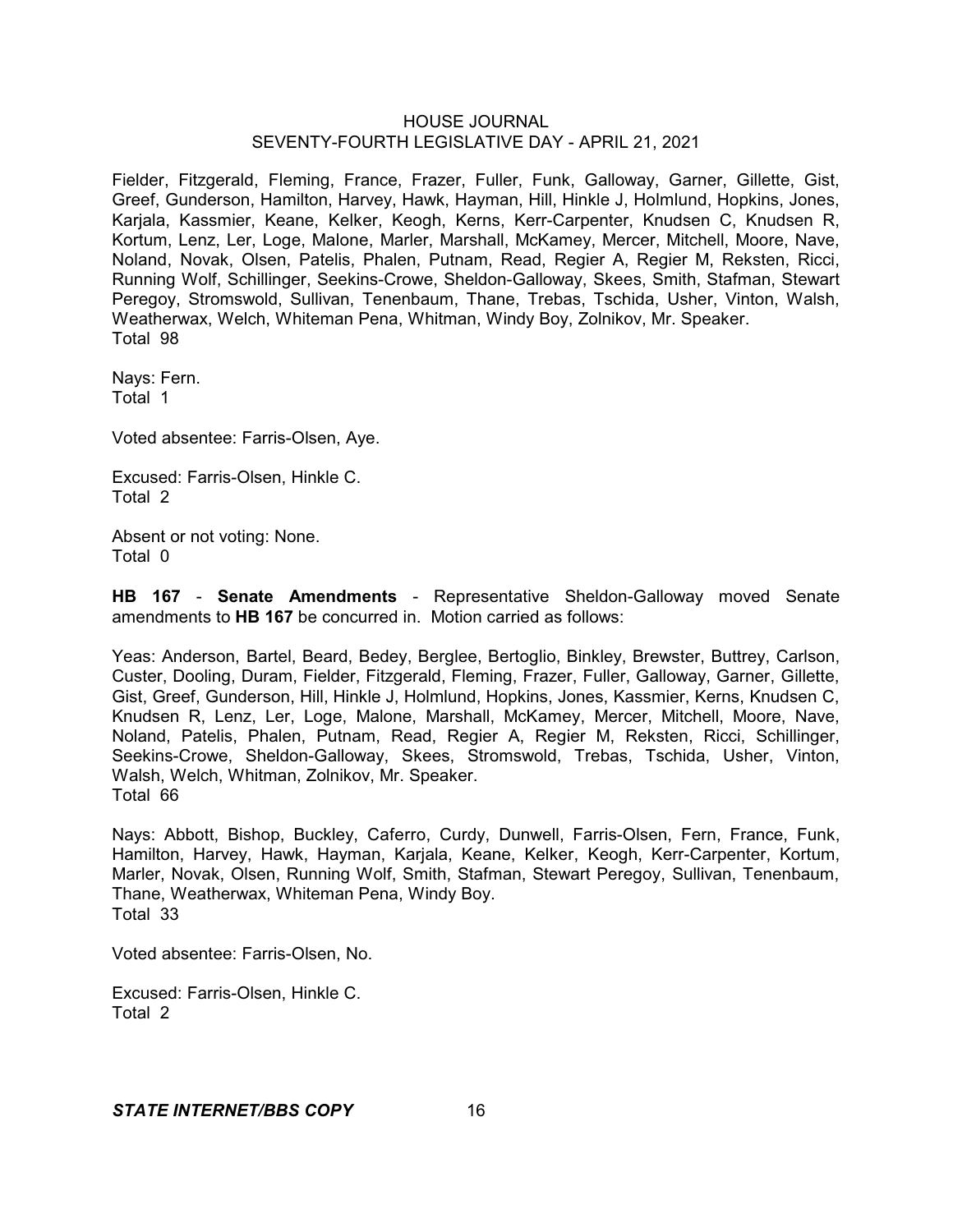Fielder, Fitzgerald, Fleming, France, Frazer, Fuller, Funk, Galloway, Garner, Gillette, Gist, Greef, Gunderson, Hamilton, Harvey, Hawk, Hayman, Hill, Hinkle J, Holmlund, Hopkins, Jones, Karjala, Kassmier, Keane, Kelker, Keogh, Kerns, Kerr-Carpenter, Knudsen C, Knudsen R, Kortum, Lenz, Ler, Loge, Malone, Marler, Marshall, McKamey, Mercer, Mitchell, Moore, Nave, Noland, Novak, Olsen, Patelis, Phalen, Putnam, Read, Regier A, Regier M, Reksten, Ricci, Running Wolf, Schillinger, Seekins-Crowe, Sheldon-Galloway, Skees, Smith, Stafman, Stewart Peregoy, Stromswold, Sullivan, Tenenbaum, Thane, Trebas, Tschida, Usher, Vinton, Walsh, Weatherwax, Welch, Whiteman Pena, Whitman, Windy Boy, Zolnikov, Mr. Speaker.
Total 98

Nays: Fern.
Total 1

Voted absentee: Farris-Olsen, Aye.

Excused: Farris-Olsen, Hinkle C.
Total 2

Absent or not voting: None.
Total 0

**HB 167** - **Senate Amendments** - Representative Sheldon-Galloway moved Senate amendments to **HB 167** be concurred in. Motion carried as follows:

Yeas: Anderson, Bartel, Beard, Bedey, Berglee, Bertoglio, Binkley, Brewster, Buttrey, Carlson, Custer, Dooling, Duram, Fielder, Fitzgerald, Fleming, Frazer, Fuller, Galloway, Garner, Gillette, Gist, Greef, Gunderson, Hill, Hinkle J, Holmlund, Hopkins, Jones, Kassmier, Kerns, Knudsen C, Knudsen R, Lenz, Ler, Loge, Malone, Marshall, McKamey, Mercer, Mitchell, Moore, Nave, Noland, Patelis, Phalen, Putnam, Read, Regier A, Regier M, Reksten, Ricci, Schillinger, Seekins-Crowe, Sheldon-Galloway, Skees, Stromswold, Trebas, Tschida, Usher, Vinton, Walsh, Welch, Whitman, Zolnikov, Mr. Speaker.
Total 66

Nays: Abbott, Bishop, Buckley, Caferro, Curdy, Dunwell, Farris-Olsen, Fern, France, Funk, Hamilton, Harvey, Hawk, Hayman, Karjala, Keane, Kelker, Keogh, Kerr-Carpenter, Kortum, Marler, Novak, Olsen, Running Wolf, Smith, Stafman, Stewart Peregoy, Sullivan, Tenenbaum, Thane, Weatherwax, Whiteman Pena, Windy Boy.
Total 33

Voted absentee: Farris-Olsen, No.

Excused: Farris-Olsen, Hinkle C.
Total 2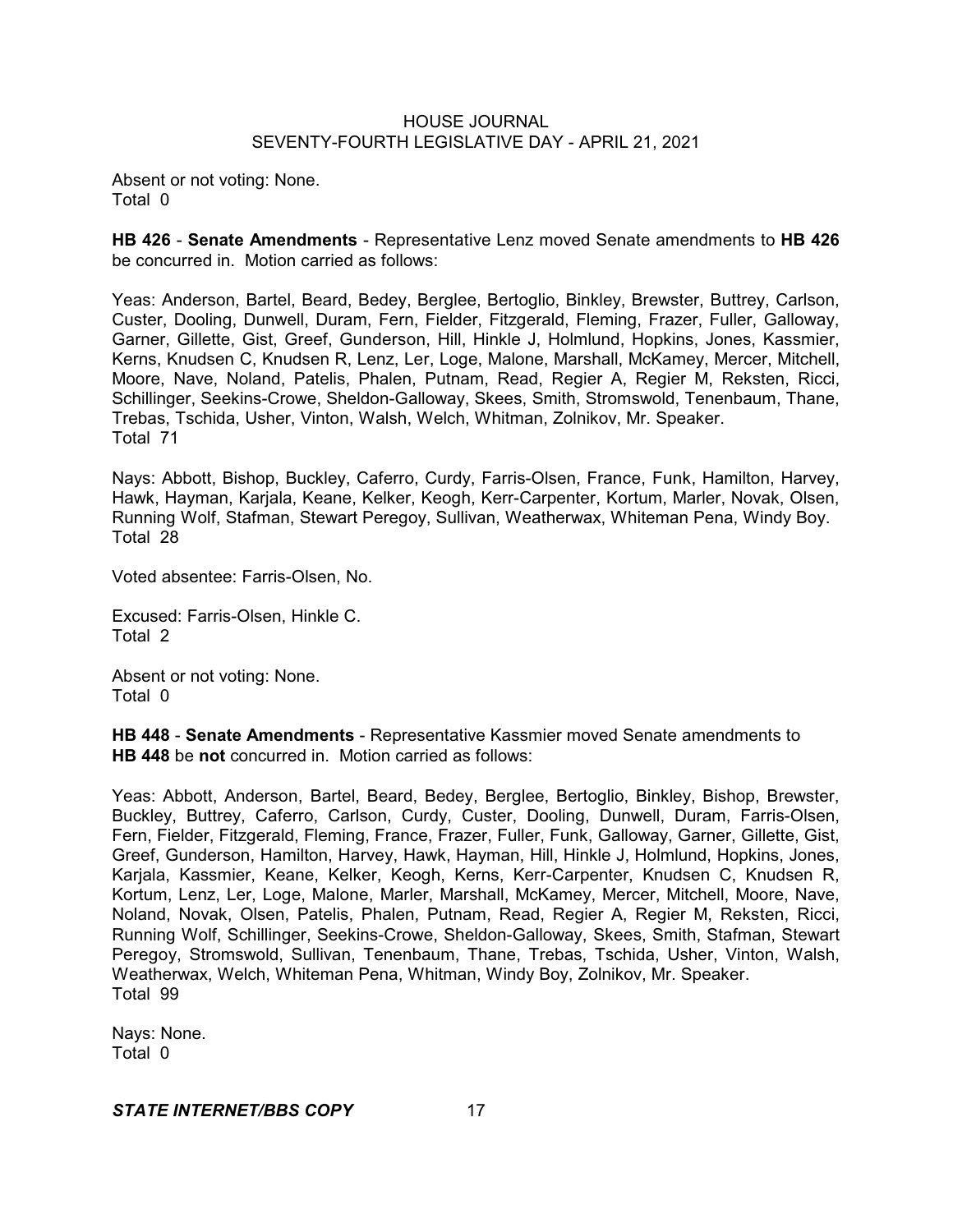Absent or not voting: None.
Total 0

**HB 426** - **Senate Amendments** - Representative Lenz moved Senate amendments to **HB 426** be concurred in. Motion carried as follows:

Yeas: Anderson, Bartel, Beard, Bedey, Berglee, Bertoglio, Binkley, Brewster, Buttrey, Carlson, Custer, Dooling, Dunwell, Duram, Fern, Fielder, Fitzgerald, Fleming, Frazer, Fuller, Galloway, Garner, Gillette, Gist, Greef, Gunderson, Hill, Hinkle J, Holmlund, Hopkins, Jones, Kassmier, Kerns, Knudsen C, Knudsen R, Lenz, Ler, Loge, Malone, Marshall, McKamey, Mercer, Mitchell, Moore, Nave, Noland, Patelis, Phalen, Putnam, Read, Regier A, Regier M, Reksten, Ricci, Schillinger, Seekins-Crowe, Sheldon-Galloway, Skees, Smith, Stromswold, Tenenbaum, Thane, Trebas, Tschida, Usher, Vinton, Walsh, Welch, Whitman, Zolnikov, Mr. Speaker.
Total 71

Nays: Abbott, Bishop, Buckley, Caferro, Curdy, Farris-Olsen, France, Funk, Hamilton, Harvey, Hawk, Hayman, Karjala, Keane, Kelker, Keogh, Kerr-Carpenter, Kortum, Marler, Novak, Olsen, Running Wolf, Stafman, Stewart Peregoy, Sullivan, Weatherwax, Whiteman Pena, Windy Boy.
Total 28

Voted absentee: Farris-Olsen, No.

Excused: Farris-Olsen, Hinkle C.
Total 2

Absent or not voting: None.
Total 0

**HB 448** - **Senate Amendments** - Representative Kassmier moved Senate amendments to **HB 448** be **not** concurred in. Motion carried as follows:

Yeas: Abbott, Anderson, Bartel, Beard, Bedey, Berglee, Bertoglio, Binkley, Bishop, Brewster, Buckley, Buttrey, Caferro, Carlson, Curdy, Custer, Dooling, Dunwell, Duram, Farris-Olsen, Fern, Fielder, Fitzgerald, Fleming, France, Frazer, Fuller, Funk, Galloway, Garner, Gillette, Gist, Greef, Gunderson, Hamilton, Harvey, Hawk, Hayman, Hill, Hinkle J, Holmlund, Hopkins, Jones, Karjala, Kassmier, Keane, Kelker, Keogh, Kerns, Kerr-Carpenter, Knudsen C, Knudsen R, Kortum, Lenz, Ler, Loge, Malone, Marler, Marshall, McKamey, Mercer, Mitchell, Moore, Nave, Noland, Novak, Olsen, Patelis, Phalen, Putnam, Read, Regier A, Regier M, Reksten, Ricci, Running Wolf, Schillinger, Seekins-Crowe, Sheldon-Galloway, Skees, Smith, Stafman, Stewart Peregoy, Stromswold, Sullivan, Tenenbaum, Thane, Trebas, Tschida, Usher, Vinton, Walsh, Weatherwax, Welch, Whiteman Pena, Whitman, Windy Boy, Zolnikov, Mr. Speaker.
Total 99

Nays: None.
Total 0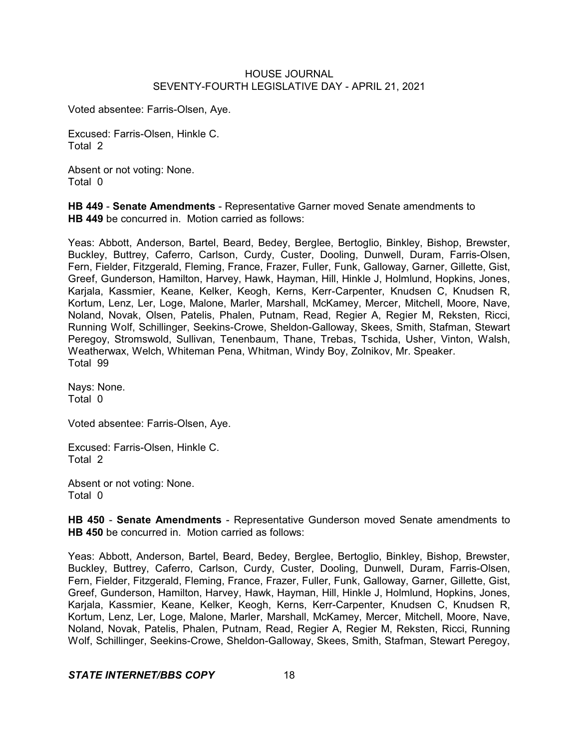Voted absentee: Farris-Olsen, Aye.

Excused: Farris-Olsen, Hinkle C.
Total 2

Absent or not voting: None.
Total 0

**HB 449** - **Senate Amendments** - Representative Garner moved Senate amendments to **HB 449** be concurred in. Motion carried as follows:

Yeas: Abbott, Anderson, Bartel, Beard, Bedey, Berglee, Bertoglio, Binkley, Bishop, Brewster, Buckley, Buttrey, Caferro, Carlson, Curdy, Custer, Dooling, Dunwell, Duram, Farris-Olsen, Fern, Fielder, Fitzgerald, Fleming, France, Frazer, Fuller, Funk, Galloway, Garner, Gillette, Gist, Greef, Gunderson, Hamilton, Harvey, Hawk, Hayman, Hill, Hinkle J, Holmlund, Hopkins, Jones, Karjala, Kassmier, Keane, Kelker, Keogh, Kerns, Kerr-Carpenter, Knudsen C, Knudsen R, Kortum, Lenz, Ler, Loge, Malone, Marler, Marshall, McKamey, Mercer, Mitchell, Moore, Nave, Noland, Novak, Olsen, Patelis, Phalen, Putnam, Read, Regier A, Regier M, Reksten, Ricci, Running Wolf, Schillinger, Seekins-Crowe, Sheldon-Galloway, Skees, Smith, Stafman, Stewart Peregoy, Stromswold, Sullivan, Tenenbaum, Thane, Trebas, Tschida, Usher, Vinton, Walsh, Weatherwax, Welch, Whiteman Pena, Whitman, Windy Boy, Zolnikov, Mr. Speaker.
Total 99

Nays: None.
Total 0

Voted absentee: Farris-Olsen, Aye.

Excused: Farris-Olsen, Hinkle C.
Total 2

Absent or not voting: None.
Total 0

**HB 450** - **Senate Amendments** - Representative Gunderson moved Senate amendments to **HB 450** be concurred in. Motion carried as follows:

Yeas: Abbott, Anderson, Bartel, Beard, Bedey, Berglee, Bertoglio, Binkley, Bishop, Brewster, Buckley, Buttrey, Caferro, Carlson, Curdy, Custer, Dooling, Dunwell, Duram, Farris-Olsen, Fern, Fielder, Fitzgerald, Fleming, France, Frazer, Fuller, Funk, Galloway, Garner, Gillette, Gist, Greef, Gunderson, Hamilton, Harvey, Hawk, Hayman, Hill, Hinkle J, Holmlund, Hopkins, Jones, Karjala, Kassmier, Keane, Kelker, Keogh, Kerns, Kerr-Carpenter, Knudsen C, Knudsen R, Kortum, Lenz, Ler, Loge, Malone, Marler, Marshall, McKamey, Mercer, Mitchell, Moore, Nave, Noland, Novak, Patelis, Phalen, Putnam, Read, Regier A, Regier M, Reksten, Ricci, Running Wolf, Schillinger, Seekins-Crowe, Sheldon-Galloway, Skees, Smith, Stafman, Stewart Peregoy,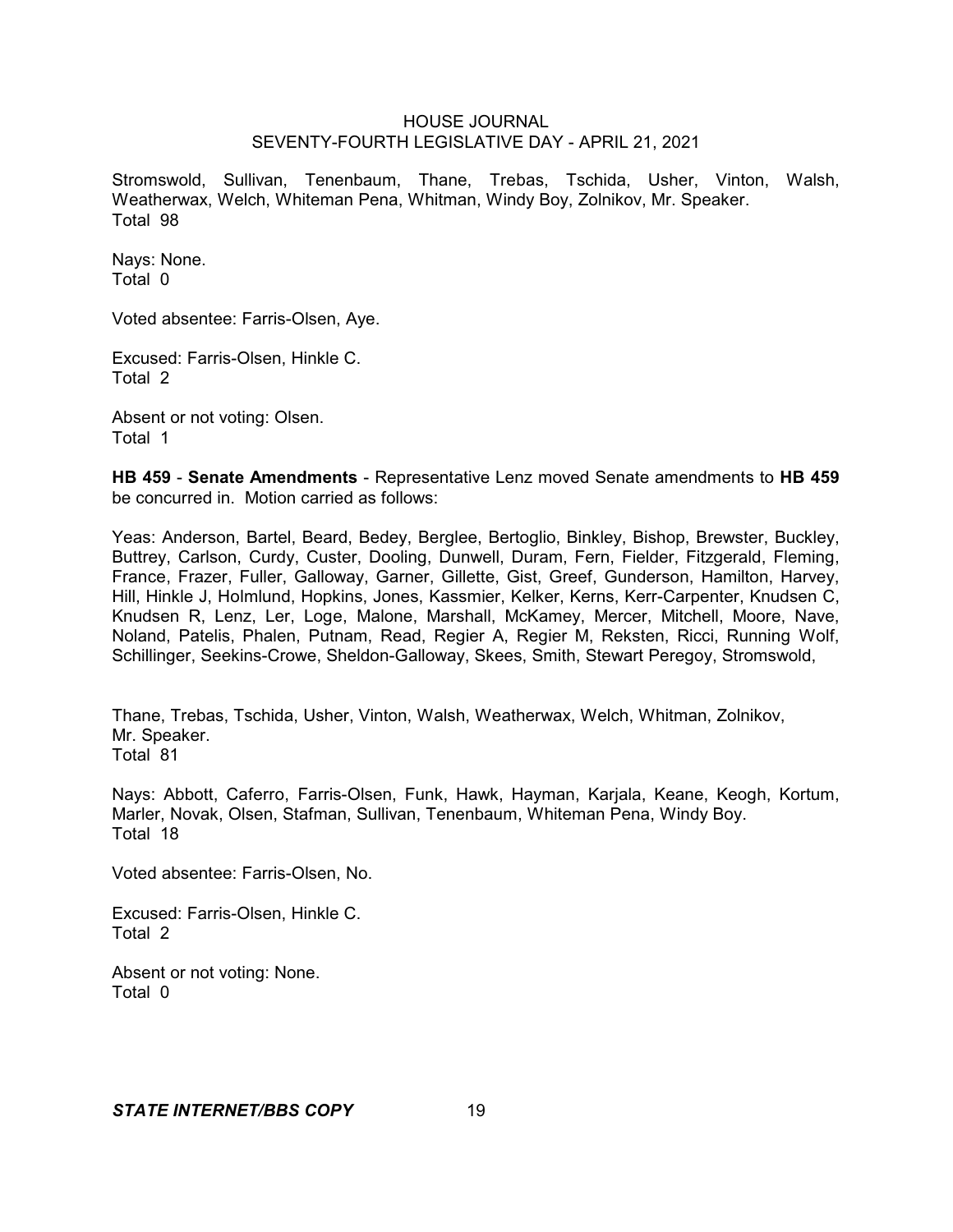Stromswold, Sullivan, Tenenbaum, Thane, Trebas, Tschida, Usher, Vinton, Walsh, Weatherwax, Welch, Whiteman Pena, Whitman, Windy Boy, Zolnikov, Mr. Speaker.
Total 98

Nays: None.
Total 0

Voted absentee: Farris-Olsen, Aye.

Excused: Farris-Olsen, Hinkle C.
Total 2

Absent or not voting: Olsen.
Total 1

**HB 459** - **Senate Amendments** - Representative Lenz moved Senate amendments to **HB 459** be concurred in. Motion carried as follows:

Yeas: Anderson, Bartel, Beard, Bedey, Berglee, Bertoglio, Binkley, Bishop, Brewster, Buckley, Buttrey, Carlson, Curdy, Custer, Dooling, Dunwell, Duram, Fern, Fielder, Fitzgerald, Fleming, France, Frazer, Fuller, Galloway, Garner, Gillette, Gist, Greef, Gunderson, Hamilton, Harvey, Hill, Hinkle J, Holmlund, Hopkins, Jones, Kassmier, Kelker, Kerns, Kerr-Carpenter, Knudsen C, Knudsen R, Lenz, Ler, Loge, Malone, Marshall, McKamey, Mercer, Mitchell, Moore, Nave, Noland, Patelis, Phalen, Putnam, Read, Regier A, Regier M, Reksten, Ricci, Running Wolf, Schillinger, Seekins-Crowe, Sheldon-Galloway, Skees, Smith, Stewart Peregoy, Stromswold, Thane, Trebas, Tschida, Usher, Vinton, Walsh, Weatherwax, Welch, Whitman, Zolnikov, Mr. Speaker.
Total 81

Nays: Abbott, Caferro, Farris-Olsen, Funk, Hawk, Hayman, Karjala, Keane, Keogh, Kortum, Marler, Novak, Olsen, Stafman, Sullivan, Tenenbaum, Whiteman Pena, Windy Boy.
Total 18

Voted absentee: Farris-Olsen, No.

Excused: Farris-Olsen, Hinkle C.
Total 2

Absent or not voting: None.
Total 0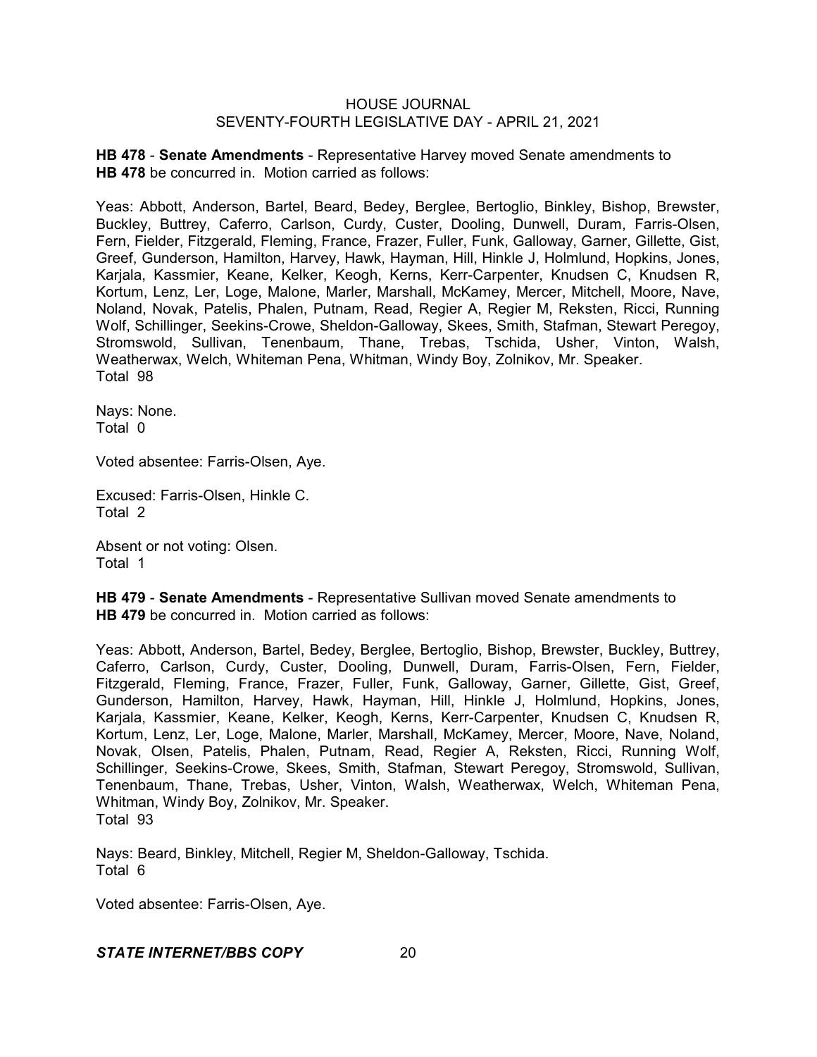**HB 478** - **Senate Amendments** - Representative Harvey moved Senate amendments to **HB 478** be concurred in. Motion carried as follows:

Yeas: Abbott, Anderson, Bartel, Beard, Bedey, Berglee, Bertoglio, Binkley, Bishop, Brewster, Buckley, Buttrey, Caferro, Carlson, Curdy, Custer, Dooling, Dunwell, Duram, Farris-Olsen, Fern, Fielder, Fitzgerald, Fleming, France, Frazer, Fuller, Funk, Galloway, Garner, Gillette, Gist, Greef, Gunderson, Hamilton, Harvey, Hawk, Hayman, Hill, Hinkle J, Holmlund, Hopkins, Jones, Karjala, Kassmier, Keane, Kelker, Keogh, Kerns, Kerr-Carpenter, Knudsen C, Knudsen R, Kortum, Lenz, Ler, Loge, Malone, Marler, Marshall, McKamey, Mercer, Mitchell, Moore, Nave, Noland, Novak, Patelis, Phalen, Putnam, Read, Regier A, Regier M, Reksten, Ricci, Running Wolf, Schillinger, Seekins-Crowe, Sheldon-Galloway, Skees, Smith, Stafman, Stewart Peregoy, Stromswold, Sullivan, Tenenbaum, Thane, Trebas, Tschida, Usher, Vinton, Walsh, Weatherwax, Welch, Whiteman Pena, Whitman, Windy Boy, Zolnikov, Mr. Speaker.
Total 98

Nays: None.
Total 0

Voted absentee: Farris-Olsen, Aye.

Excused: Farris-Olsen, Hinkle C.
Total 2

Absent or not voting: Olsen.
Total 1

**HB 479** - **Senate Amendments** - Representative Sullivan moved Senate amendments to **HB 479** be concurred in. Motion carried as follows:

Yeas: Abbott, Anderson, Bartel, Bedey, Berglee, Bertoglio, Bishop, Brewster, Buckley, Buttrey, Caferro, Carlson, Curdy, Custer, Dooling, Dunwell, Duram, Farris-Olsen, Fern, Fielder, Fitzgerald, Fleming, France, Frazer, Fuller, Funk, Galloway, Garner, Gillette, Gist, Greef, Gunderson, Hamilton, Harvey, Hawk, Hayman, Hill, Hinkle J, Holmlund, Hopkins, Jones, Karjala, Kassmier, Keane, Kelker, Keogh, Kerns, Kerr-Carpenter, Knudsen C, Knudsen R, Kortum, Lenz, Ler, Loge, Malone, Marler, Marshall, McKamey, Mercer, Moore, Nave, Noland, Novak, Olsen, Patelis, Phalen, Putnam, Read, Regier A, Reksten, Ricci, Running Wolf, Schillinger, Seekins-Crowe, Skees, Smith, Stafman, Stewart Peregoy, Stromswold, Sullivan, Tenenbaum, Thane, Trebas, Usher, Vinton, Walsh, Weatherwax, Welch, Whiteman Pena, Whitman, Windy Boy, Zolnikov, Mr. Speaker.
Total 93

Nays: Beard, Binkley, Mitchell, Regier M, Sheldon-Galloway, Tschida.
Total 6

Voted absentee: Farris-Olsen, Aye.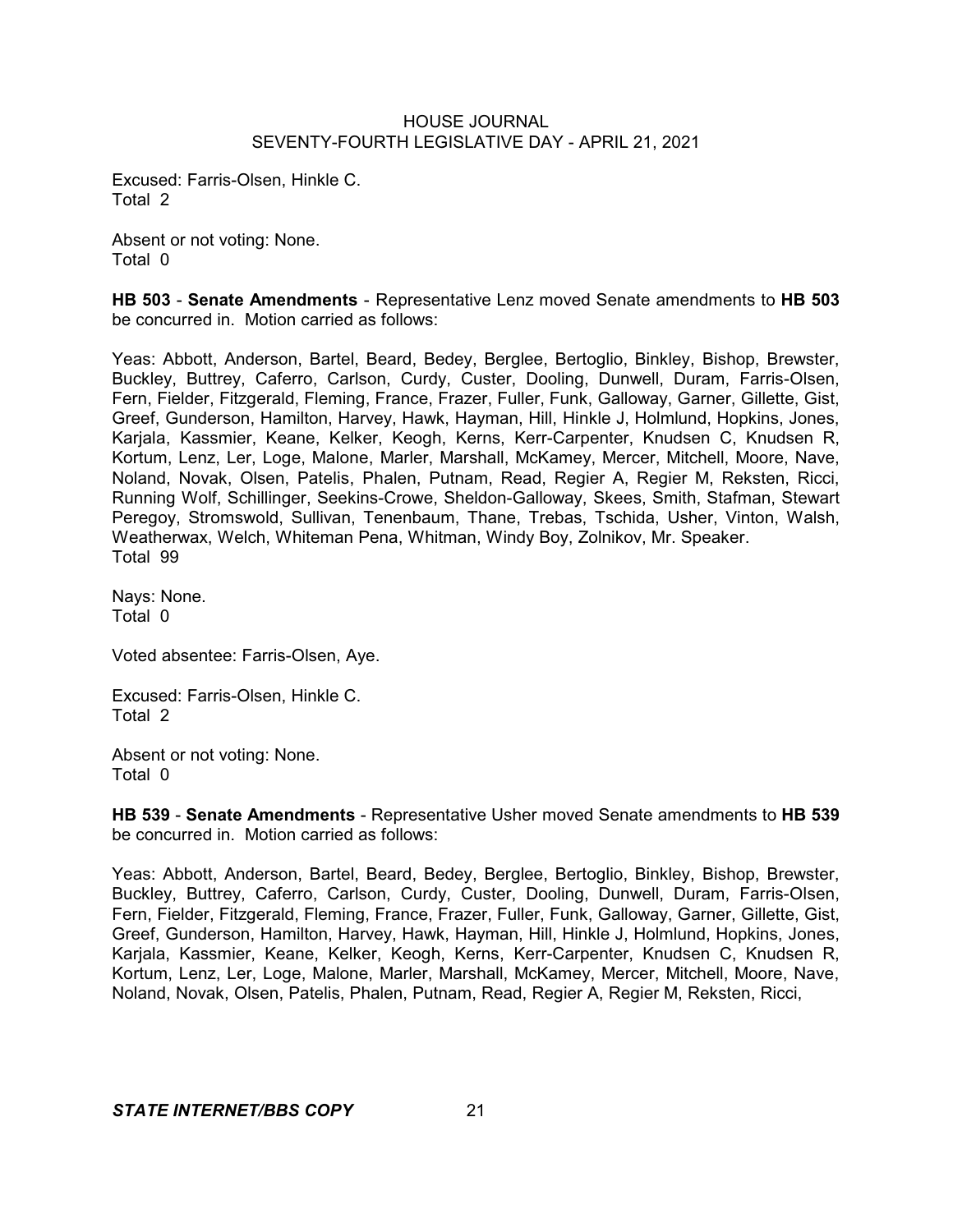Excused: Farris-Olsen, Hinkle C.
Total 2

Absent or not voting: None.
Total 0

**HB 503** - **Senate Amendments** - Representative Lenz moved Senate amendments to **HB 503** be concurred in. Motion carried as follows:

Yeas: Abbott, Anderson, Bartel, Beard, Bedey, Berglee, Bertoglio, Binkley, Bishop, Brewster, Buckley, Buttrey, Caferro, Carlson, Curdy, Custer, Dooling, Dunwell, Duram, Farris-Olsen, Fern, Fielder, Fitzgerald, Fleming, France, Frazer, Fuller, Funk, Galloway, Garner, Gillette, Gist, Greef, Gunderson, Hamilton, Harvey, Hawk, Hayman, Hill, Hinkle J, Holmlund, Hopkins, Jones, Karjala, Kassmier, Keane, Kelker, Keogh, Kerns, Kerr-Carpenter, Knudsen C, Knudsen R, Kortum, Lenz, Ler, Loge, Malone, Marler, Marshall, McKamey, Mercer, Mitchell, Moore, Nave, Noland, Novak, Olsen, Patelis, Phalen, Putnam, Read, Regier A, Regier M, Reksten, Ricci, Running Wolf, Schillinger, Seekins-Crowe, Sheldon-Galloway, Skees, Smith, Stafman, Stewart Peregoy, Stromswold, Sullivan, Tenenbaum, Thane, Trebas, Tschida, Usher, Vinton, Walsh, Weatherwax, Welch, Whiteman Pena, Whitman, Windy Boy, Zolnikov, Mr. Speaker.
Total 99

Nays: None.
Total 0

Voted absentee: Farris-Olsen, Aye.

Excused: Farris-Olsen, Hinkle C.
Total 2

Absent or not voting: None.
Total 0

**HB 539** - **Senate Amendments** - Representative Usher moved Senate amendments to **HB 539** be concurred in. Motion carried as follows:

Yeas: Abbott, Anderson, Bartel, Beard, Bedey, Berglee, Bertoglio, Binkley, Bishop, Brewster, Buckley, Buttrey, Caferro, Carlson, Curdy, Custer, Dooling, Dunwell, Duram, Farris-Olsen, Fern, Fielder, Fitzgerald, Fleming, France, Frazer, Fuller, Funk, Galloway, Garner, Gillette, Gist, Greef, Gunderson, Hamilton, Harvey, Hawk, Hayman, Hill, Hinkle J, Holmlund, Hopkins, Jones, Karjala, Kassmier, Keane, Kelker, Keogh, Kerns, Kerr-Carpenter, Knudsen C, Knudsen R, Kortum, Lenz, Ler, Loge, Malone, Marler, Marshall, McKamey, Mercer, Mitchell, Moore, Nave, Noland, Novak, Olsen, Patelis, Phalen, Putnam, Read, Regier A, Regier M, Reksten, Ricci,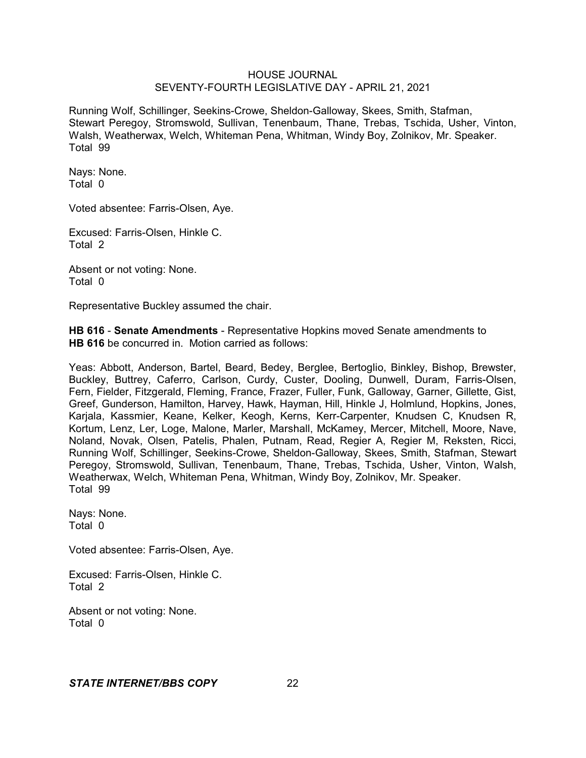Running Wolf, Schillinger, Seekins-Crowe, Sheldon-Galloway, Skees, Smith, Stafman, Stewart Peregoy, Stromswold, Sullivan, Tenenbaum, Thane, Trebas, Tschida, Usher, Vinton, Walsh, Weatherwax, Welch, Whiteman Pena, Whitman, Windy Boy, Zolnikov, Mr. Speaker.
Total 99

Nays: None.
Total 0

Voted absentee: Farris-Olsen, Aye.

Excused: Farris-Olsen, Hinkle C.
Total 2

Absent or not voting: None.
Total 0

Representative Buckley assumed the chair.

**HB 616** - **Senate Amendments** - Representative Hopkins moved Senate amendments to **HB 616** be concurred in. Motion carried as follows:

Yeas: Abbott, Anderson, Bartel, Beard, Bedey, Berglee, Bertoglio, Binkley, Bishop, Brewster, Buckley, Buttrey, Caferro, Carlson, Curdy, Custer, Dooling, Dunwell, Duram, Farris-Olsen, Fern, Fielder, Fitzgerald, Fleming, France, Frazer, Fuller, Funk, Galloway, Garner, Gillette, Gist, Greef, Gunderson, Hamilton, Harvey, Hawk, Hayman, Hill, Hinkle J, Holmlund, Hopkins, Jones, Karjala, Kassmier, Keane, Kelker, Keogh, Kerns, Kerr-Carpenter, Knudsen C, Knudsen R, Kortum, Lenz, Ler, Loge, Malone, Marler, Marshall, McKamey, Mercer, Mitchell, Moore, Nave, Noland, Novak, Olsen, Patelis, Phalen, Putnam, Read, Regier A, Regier M, Reksten, Ricci, Running Wolf, Schillinger, Seekins-Crowe, Sheldon-Galloway, Skees, Smith, Stafman, Stewart Peregoy, Stromswold, Sullivan, Tenenbaum, Thane, Trebas, Tschida, Usher, Vinton, Walsh, Weatherwax, Welch, Whiteman Pena, Whitman, Windy Boy, Zolnikov, Mr. Speaker.
Total 99

Nays: None.
Total 0

Voted absentee: Farris-Olsen, Aye.

Excused: Farris-Olsen, Hinkle C.
Total 2

Absent or not voting: None.
Total 0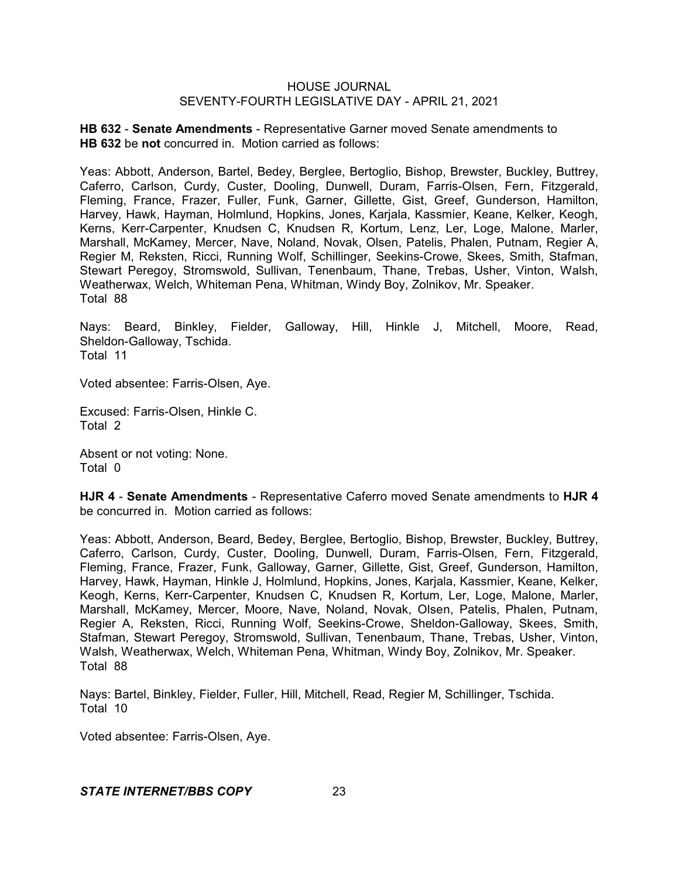**HB 632** - **Senate Amendments** - Representative Garner moved Senate amendments to **HB 632** be **not** concurred in. Motion carried as follows:

Yeas: Abbott, Anderson, Bartel, Bedey, Berglee, Bertoglio, Bishop, Brewster, Buckley, Buttrey, Caferro, Carlson, Curdy, Custer, Dooling, Dunwell, Duram, Farris-Olsen, Fern, Fitzgerald, Fleming, France, Frazer, Fuller, Funk, Garner, Gillette, Gist, Greef, Gunderson, Hamilton, Harvey, Hawk, Hayman, Holmlund, Hopkins, Jones, Karjala, Kassmier, Keane, Kelker, Keogh, Kerns, Kerr-Carpenter, Knudsen C, Knudsen R, Kortum, Lenz, Ler, Loge, Malone, Marler, Marshall, McKamey, Mercer, Nave, Noland, Novak, Olsen, Patelis, Phalen, Putnam, Regier A, Regier M, Reksten, Ricci, Running Wolf, Schillinger, Seekins-Crowe, Skees, Smith, Stafman, Stewart Peregoy, Stromswold, Sullivan, Tenenbaum, Thane, Trebas, Usher, Vinton, Walsh, Weatherwax, Welch, Whiteman Pena, Whitman, Windy Boy, Zolnikov, Mr. Speaker.
Total 88

Nays: Beard, Binkley, Fielder, Galloway, Hill, Hinkle J, Mitchell, Moore, Read, Sheldon-Galloway, Tschida.
Total 11

Voted absentee: Farris-Olsen, Aye.

Excused: Farris-Olsen, Hinkle C.
Total 2

Absent or not voting: None.
Total 0

**HJR 4** - **Senate Amendments** - Representative Caferro moved Senate amendments to **HJR 4** be concurred in. Motion carried as follows:

Yeas: Abbott, Anderson, Beard, Bedey, Berglee, Bertoglio, Bishop, Brewster, Buckley, Buttrey, Caferro, Carlson, Curdy, Custer, Dooling, Dunwell, Duram, Farris-Olsen, Fern, Fitzgerald, Fleming, France, Frazer, Funk, Galloway, Garner, Gillette, Gist, Greef, Gunderson, Hamilton, Harvey, Hawk, Hayman, Hinkle J, Holmlund, Hopkins, Jones, Karjala, Kassmier, Keane, Kelker, Keogh, Kerns, Kerr-Carpenter, Knudsen C, Knudsen R, Kortum, Ler, Loge, Malone, Marler, Marshall, McKamey, Mercer, Moore, Nave, Noland, Novak, Olsen, Patelis, Phalen, Putnam, Regier A, Reksten, Ricci, Running Wolf, Seekins-Crowe, Sheldon-Galloway, Skees, Smith, Stafman, Stewart Peregoy, Stromswold, Sullivan, Tenenbaum, Thane, Trebas, Usher, Vinton, Walsh, Weatherwax, Welch, Whiteman Pena, Whitman, Windy Boy, Zolnikov, Mr. Speaker.
Total 88

Nays: Bartel, Binkley, Fielder, Fuller, Hill, Mitchell, Read, Regier M, Schillinger, Tschida.
Total 10

Voted absentee: Farris-Olsen, Aye.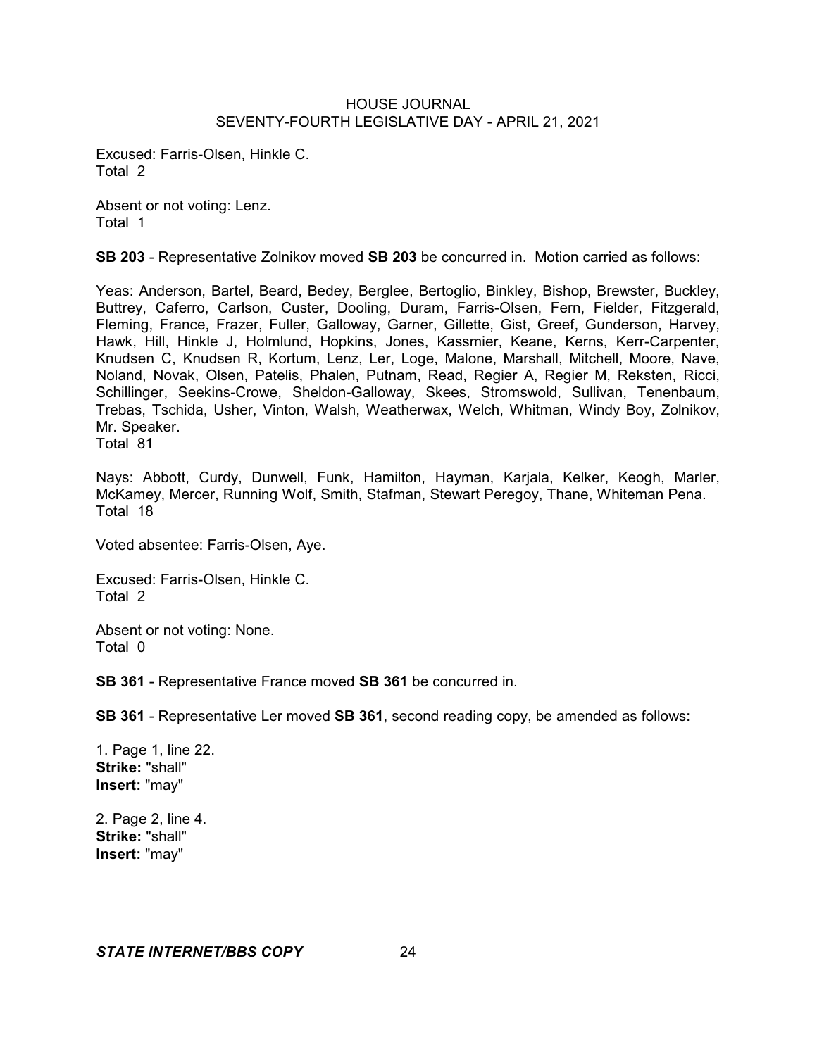Excused: Farris-Olsen, Hinkle C.
Total 2

Absent or not voting: Lenz.
Total 1

**SB 203** - Representative Zolnikov moved **SB 203** be concurred in. Motion carried as follows:

Yeas: Anderson, Bartel, Beard, Bedey, Berglee, Bertoglio, Binkley, Bishop, Brewster, Buckley, Buttrey, Caferro, Carlson, Custer, Dooling, Duram, Farris-Olsen, Fern, Fielder, Fitzgerald, Fleming, France, Frazer, Fuller, Galloway, Garner, Gillette, Gist, Greef, Gunderson, Harvey, Hawk, Hill, Hinkle J, Holmlund, Hopkins, Jones, Kassmier, Keane, Kerns, Kerr-Carpenter, Knudsen C, Knudsen R, Kortum, Lenz, Ler, Loge, Malone, Marshall, Mitchell, Moore, Nave, Noland, Novak, Olsen, Patelis, Phalen, Putnam, Read, Regier A, Regier M, Reksten, Ricci, Schillinger, Seekins-Crowe, Sheldon-Galloway, Skees, Stromswold, Sullivan, Tenenbaum, Trebas, Tschida, Usher, Vinton, Walsh, Weatherwax, Welch, Whitman, Windy Boy, Zolnikov, Mr. Speaker.
Total 81

Nays: Abbott, Curdy, Dunwell, Funk, Hamilton, Hayman, Karjala, Kelker, Keogh, Marler, McKamey, Mercer, Running Wolf, Smith, Stafman, Stewart Peregoy, Thane, Whiteman Pena.
Total 18

Voted absentee: Farris-Olsen, Aye.

Excused: Farris-Olsen, Hinkle C.
Total 2

Absent or not voting: None.
Total 0

**SB 361** - Representative France moved **SB 361** be concurred in.

**SB 361** - Representative Ler moved **SB 361**, second reading copy, be amended as follows:

1. Page 1, line 22.
**Strike:** "shall"
**Insert:** "may"

2. Page 2, line 4.
**Strike:** "shall"
**Insert:** "may"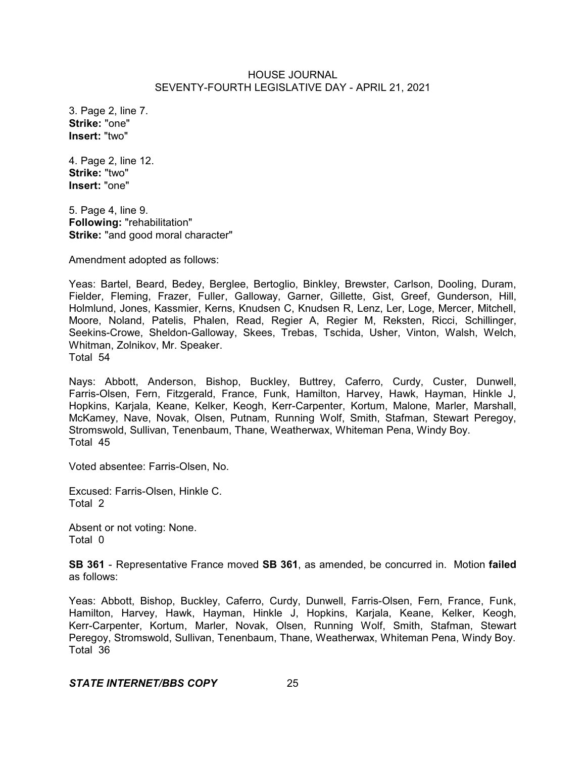3. Page 2, line 7.
**Strike:** "one"
**Insert:** "two"

4. Page 2, line 12.
**Strike:** "two"
**Insert:** "one"

5. Page 4, line 9.
**Following:** "rehabilitation"
**Strike:** "and good moral character"

Amendment adopted as follows:

Yeas: Bartel, Beard, Bedey, Berglee, Bertoglio, Binkley, Brewster, Carlson, Dooling, Duram, Fielder, Fleming, Frazer, Fuller, Galloway, Garner, Gillette, Gist, Greef, Gunderson, Hill, Holmlund, Jones, Kassmier, Kerns, Knudsen C, Knudsen R, Lenz, Ler, Loge, Mercer, Mitchell, Moore, Noland, Patelis, Phalen, Read, Regier A, Regier M, Reksten, Ricci, Schillinger, Seekins-Crowe, Sheldon-Galloway, Skees, Trebas, Tschida, Usher, Vinton, Walsh, Welch, Whitman, Zolnikov, Mr. Speaker.
Total 54

Nays: Abbott, Anderson, Bishop, Buckley, Buttrey, Caferro, Curdy, Custer, Dunwell, Farris-Olsen, Fern, Fitzgerald, France, Funk, Hamilton, Harvey, Hawk, Hayman, Hinkle J, Hopkins, Karjala, Keane, Kelker, Keogh, Kerr-Carpenter, Kortum, Malone, Marler, Marshall, McKamey, Nave, Novak, Olsen, Putnam, Running Wolf, Smith, Stafman, Stewart Peregoy, Stromswold, Sullivan, Tenenbaum, Thane, Weatherwax, Whiteman Pena, Windy Boy.
Total 45

Voted absentee: Farris-Olsen, No.

Excused: Farris-Olsen, Hinkle C.
Total 2

Absent or not voting: None.
Total 0

**SB 361** - Representative France moved **SB 361**, as amended, be concurred in. Motion **failed** as follows:

Yeas: Abbott, Bishop, Buckley, Caferro, Curdy, Dunwell, Farris-Olsen, Fern, France, Funk, Hamilton, Harvey, Hawk, Hayman, Hinkle J, Hopkins, Karjala, Keane, Kelker, Keogh, Kerr-Carpenter, Kortum, Marler, Novak, Olsen, Running Wolf, Smith, Stafman, Stewart Peregoy, Stromswold, Sullivan, Tenenbaum, Thane, Weatherwax, Whiteman Pena, Windy Boy.
Total 36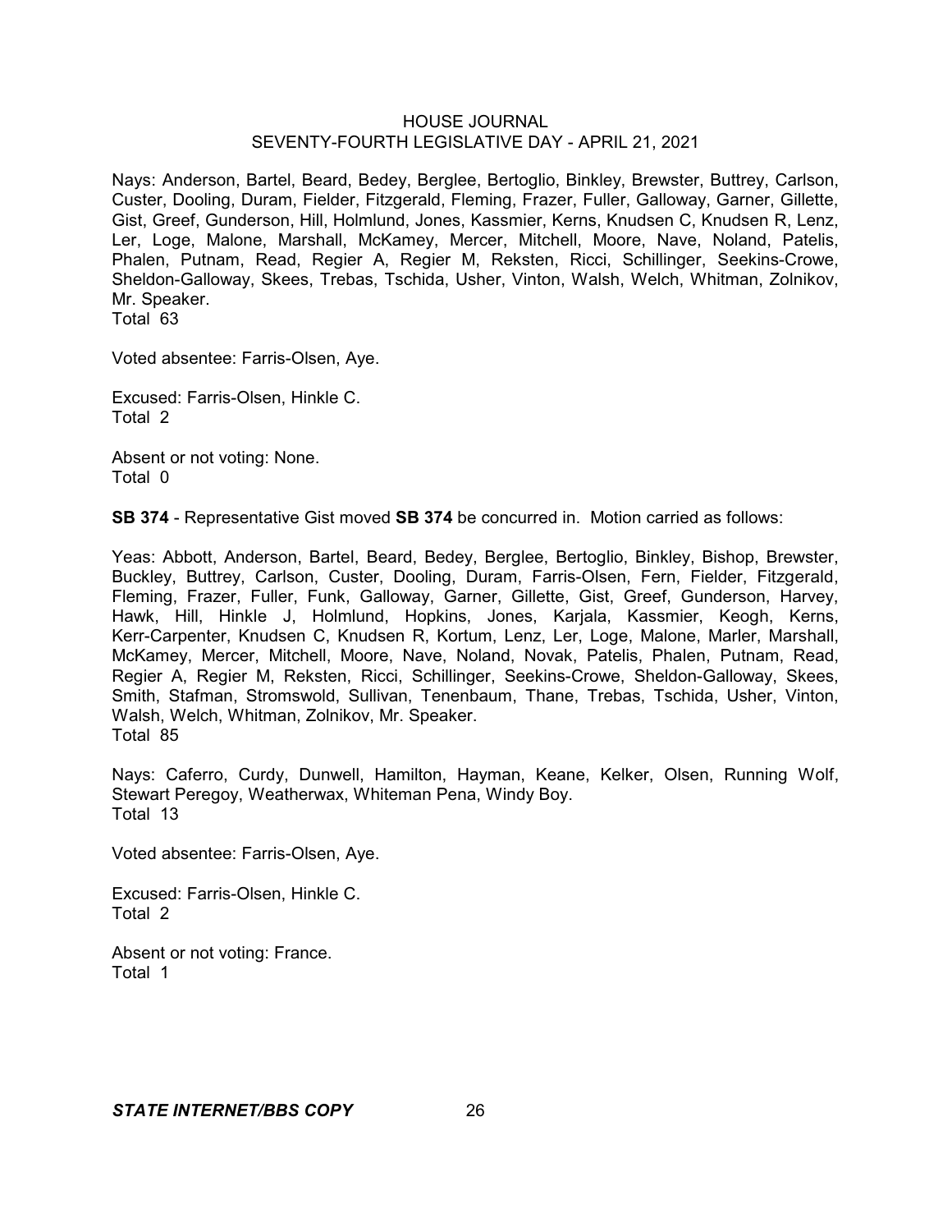Nays: Anderson, Bartel, Beard, Bedey, Berglee, Bertoglio, Binkley, Brewster, Buttrey, Carlson, Custer, Dooling, Duram, Fielder, Fitzgerald, Fleming, Frazer, Fuller, Galloway, Garner, Gillette, Gist, Greef, Gunderson, Hill, Holmlund, Jones, Kassmier, Kerns, Knudsen C, Knudsen R, Lenz, Ler, Loge, Malone, Marshall, McKamey, Mercer, Mitchell, Moore, Nave, Noland, Patelis, Phalen, Putnam, Read, Regier A, Regier M, Reksten, Ricci, Schillinger, Seekins-Crowe, Sheldon-Galloway, Skees, Trebas, Tschida, Usher, Vinton, Walsh, Welch, Whitman, Zolnikov, Mr. Speaker.
Total 63

Voted absentee: Farris-Olsen, Aye.

Excused: Farris-Olsen, Hinkle C.
Total 2

Absent or not voting: None.
Total 0

**SB 374** - Representative Gist moved **SB 374** be concurred in. Motion carried as follows:

Yeas: Abbott, Anderson, Bartel, Beard, Bedey, Berglee, Bertoglio, Binkley, Bishop, Brewster, Buckley, Buttrey, Carlson, Custer, Dooling, Duram, Farris-Olsen, Fern, Fielder, Fitzgerald, Fleming, Frazer, Fuller, Funk, Galloway, Garner, Gillette, Gist, Greef, Gunderson, Harvey, Hawk, Hill, Hinkle J, Holmlund, Hopkins, Jones, Karjala, Kassmier, Keogh, Kerns, Kerr-Carpenter, Knudsen C, Knudsen R, Kortum, Lenz, Ler, Loge, Malone, Marler, Marshall, McKamey, Mercer, Mitchell, Moore, Nave, Noland, Novak, Patelis, Phalen, Putnam, Read, Regier A, Regier M, Reksten, Ricci, Schillinger, Seekins-Crowe, Sheldon-Galloway, Skees, Smith, Stafman, Stromswold, Sullivan, Tenenbaum, Thane, Trebas, Tschida, Usher, Vinton, Walsh, Welch, Whitman, Zolnikov, Mr. Speaker.
Total 85

Nays: Caferro, Curdy, Dunwell, Hamilton, Hayman, Keane, Kelker, Olsen, Running Wolf, Stewart Peregoy, Weatherwax, Whiteman Pena, Windy Boy.
Total 13

Voted absentee: Farris-Olsen, Aye.

Excused: Farris-Olsen, Hinkle C.
Total 2

Absent or not voting: France.
Total 1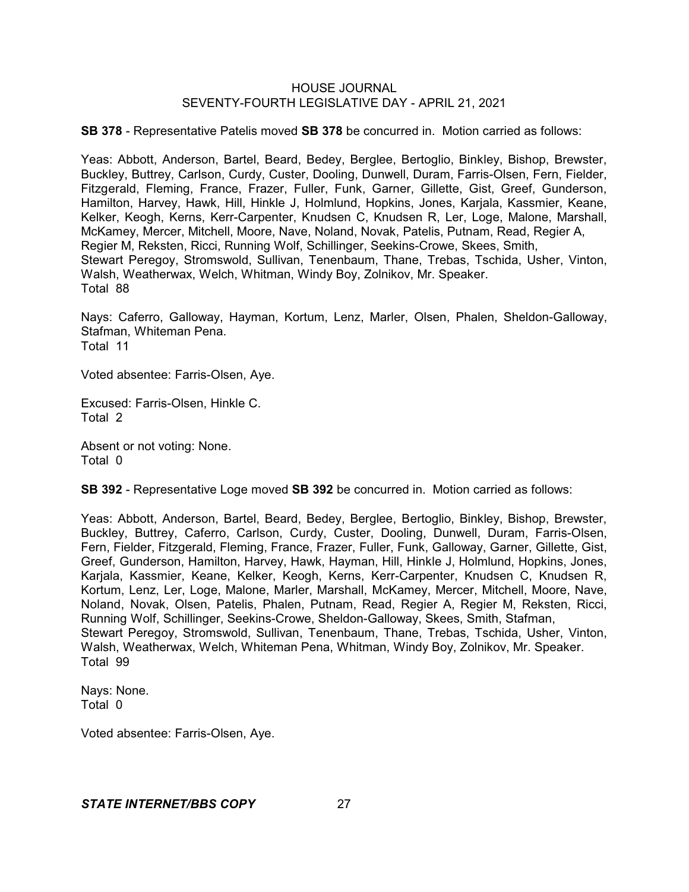**SB 378** - Representative Patelis moved **SB 378** be concurred in. Motion carried as follows:

Yeas: Abbott, Anderson, Bartel, Beard, Bedey, Berglee, Bertoglio, Binkley, Bishop, Brewster, Buckley, Buttrey, Carlson, Curdy, Custer, Dooling, Dunwell, Duram, Farris-Olsen, Fern, Fielder, Fitzgerald, Fleming, France, Frazer, Fuller, Funk, Garner, Gillette, Gist, Greef, Gunderson, Hamilton, Harvey, Hawk, Hill, Hinkle J, Holmlund, Hopkins, Jones, Karjala, Kassmier, Keane, Kelker, Keogh, Kerns, Kerr-Carpenter, Knudsen C, Knudsen R, Ler, Loge, Malone, Marshall, McKamey, Mercer, Mitchell, Moore, Nave, Noland, Novak, Patelis, Putnam, Read, Regier A, Regier M, Reksten, Ricci, Running Wolf, Schillinger, Seekins-Crowe, Skees, Smith, Stewart Peregoy, Stromswold, Sullivan, Tenenbaum, Thane, Trebas, Tschida, Usher, Vinton, Walsh, Weatherwax, Welch, Whitman, Windy Boy, Zolnikov, Mr. Speaker.
Total 88

Nays: Caferro, Galloway, Hayman, Kortum, Lenz, Marler, Olsen, Phalen, Sheldon-Galloway, Stafman, Whiteman Pena.
Total 11

Voted absentee: Farris-Olsen, Aye.

Excused: Farris-Olsen, Hinkle C.
Total 2

Absent or not voting: None.
Total 0

**SB 392** - Representative Loge moved **SB 392** be concurred in. Motion carried as follows:

Yeas: Abbott, Anderson, Bartel, Beard, Bedey, Berglee, Bertoglio, Binkley, Bishop, Brewster, Buckley, Buttrey, Caferro, Carlson, Curdy, Custer, Dooling, Dunwell, Duram, Farris-Olsen, Fern, Fielder, Fitzgerald, Fleming, France, Frazer, Fuller, Funk, Galloway, Garner, Gillette, Gist, Greef, Gunderson, Hamilton, Harvey, Hawk, Hayman, Hill, Hinkle J, Holmlund, Hopkins, Jones, Karjala, Kassmier, Keane, Kelker, Keogh, Kerns, Kerr-Carpenter, Knudsen C, Knudsen R, Kortum, Lenz, Ler, Loge, Malone, Marler, Marshall, McKamey, Mercer, Mitchell, Moore, Nave, Noland, Novak, Olsen, Patelis, Phalen, Putnam, Read, Regier A, Regier M, Reksten, Ricci, Running Wolf, Schillinger, Seekins-Crowe, Sheldon-Galloway, Skees, Smith, Stafman, Stewart Peregoy, Stromswold, Sullivan, Tenenbaum, Thane, Trebas, Tschida, Usher, Vinton, Walsh, Weatherwax, Welch, Whiteman Pena, Whitman, Windy Boy, Zolnikov, Mr. Speaker.
Total 99

Nays: None.
Total 0

Voted absentee: Farris-Olsen, Aye.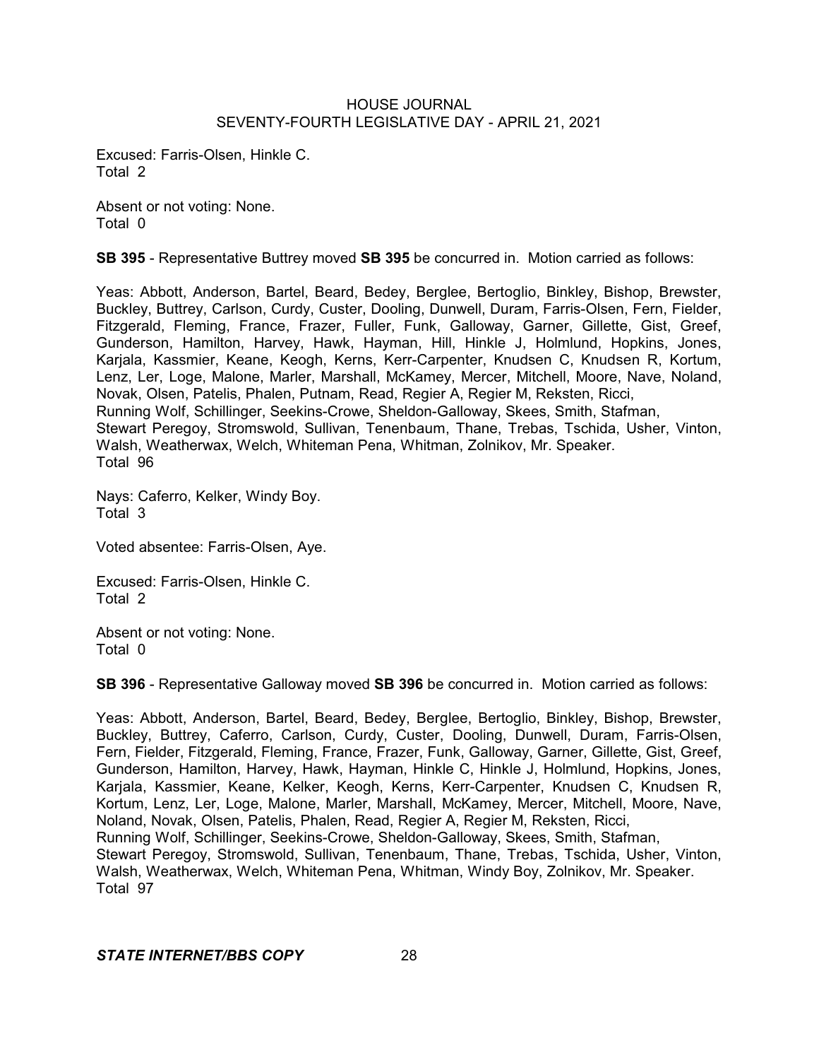Excused: Farris-Olsen, Hinkle C.
Total 2

Absent or not voting: None.
Total 0

**SB 395** - Representative Buttrey moved **SB 395** be concurred in. Motion carried as follows:

Yeas: Abbott, Anderson, Bartel, Beard, Bedey, Berglee, Bertoglio, Binkley, Bishop, Brewster, Buckley, Buttrey, Carlson, Curdy, Custer, Dooling, Dunwell, Duram, Farris-Olsen, Fern, Fielder, Fitzgerald, Fleming, France, Frazer, Fuller, Funk, Galloway, Garner, Gillette, Gist, Greef, Gunderson, Hamilton, Harvey, Hawk, Hayman, Hill, Hinkle J, Holmlund, Hopkins, Jones, Karjala, Kassmier, Keane, Keogh, Kerns, Kerr-Carpenter, Knudsen C, Knudsen R, Kortum, Lenz, Ler, Loge, Malone, Marler, Marshall, McKamey, Mercer, Mitchell, Moore, Nave, Noland, Novak, Olsen, Patelis, Phalen, Putnam, Read, Regier A, Regier M, Reksten, Ricci, Running Wolf, Schillinger, Seekins-Crowe, Sheldon-Galloway, Skees, Smith, Stafman, Stewart Peregoy, Stromswold, Sullivan, Tenenbaum, Thane, Trebas, Tschida, Usher, Vinton, Walsh, Weatherwax, Welch, Whiteman Pena, Whitman, Zolnikov, Mr. Speaker.
Total 96

Nays: Caferro, Kelker, Windy Boy.
Total 3

Voted absentee: Farris-Olsen, Aye.

Excused: Farris-Olsen, Hinkle C.
Total 2

Absent or not voting: None.
Total 0

**SB 396** - Representative Galloway moved **SB 396** be concurred in. Motion carried as follows:

Yeas: Abbott, Anderson, Bartel, Beard, Bedey, Berglee, Bertoglio, Binkley, Bishop, Brewster, Buckley, Buttrey, Caferro, Carlson, Curdy, Custer, Dooling, Dunwell, Duram, Farris-Olsen, Fern, Fielder, Fitzgerald, Fleming, France, Frazer, Funk, Galloway, Garner, Gillette, Gist, Greef, Gunderson, Hamilton, Harvey, Hawk, Hayman, Hinkle C, Hinkle J, Holmlund, Hopkins, Jones, Karjala, Kassmier, Keane, Kelker, Keogh, Kerns, Kerr-Carpenter, Knudsen C, Knudsen R, Kortum, Lenz, Ler, Loge, Malone, Marler, Marshall, McKamey, Mercer, Mitchell, Moore, Nave, Noland, Novak, Olsen, Patelis, Phalen, Read, Regier A, Regier M, Reksten, Ricci, Running Wolf, Schillinger, Seekins-Crowe, Sheldon-Galloway, Skees, Smith, Stafman, Stewart Peregoy, Stromswold, Sullivan, Tenenbaum, Thane, Trebas, Tschida, Usher, Vinton, Walsh, Weatherwax, Welch, Whiteman Pena, Whitman, Windy Boy, Zolnikov, Mr. Speaker.
Total 97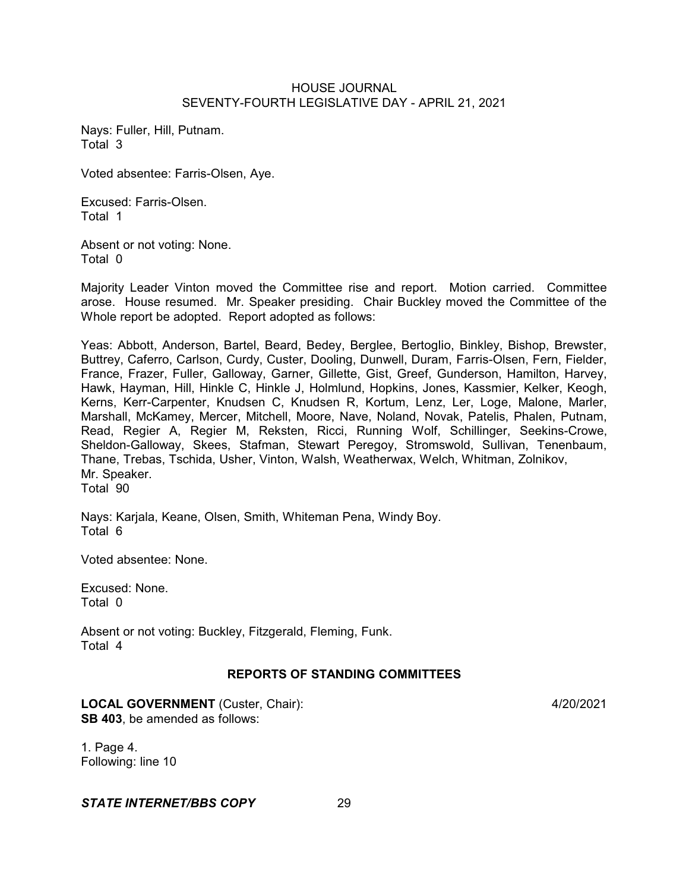Nays: Fuller, Hill, Putnam.
Total 3

Voted absentee: Farris-Olsen, Aye.

Excused: Farris-Olsen.
Total 1

Absent or not voting: None.
Total 0

Majority Leader Vinton moved the Committee rise and report. Motion carried. Committee arose. House resumed. Mr. Speaker presiding. Chair Buckley moved the Committee of the Whole report be adopted. Report adopted as follows:

Yeas: Abbott, Anderson, Bartel, Beard, Bedey, Berglee, Bertoglio, Binkley, Bishop, Brewster, Buttrey, Caferro, Carlson, Curdy, Custer, Dooling, Dunwell, Duram, Farris-Olsen, Fern, Fielder, France, Frazer, Fuller, Galloway, Garner, Gillette, Gist, Greef, Gunderson, Hamilton, Harvey, Hawk, Hayman, Hill, Hinkle C, Hinkle J, Holmlund, Hopkins, Jones, Kassmier, Kelker, Keogh, Kerns, Kerr-Carpenter, Knudsen C, Knudsen R, Kortum, Lenz, Ler, Loge, Malone, Marler, Marshall, McKamey, Mercer, Mitchell, Moore, Nave, Noland, Novak, Patelis, Phalen, Putnam, Read, Regier A, Regier M, Reksten, Ricci, Running Wolf, Schillinger, Seekins-Crowe, Sheldon-Galloway, Skees, Stafman, Stewart Peregoy, Stromswold, Sullivan, Tenenbaum, Thane, Trebas, Tschida, Usher, Vinton, Walsh, Weatherwax, Welch, Whitman, Zolnikov, Mr. Speaker.
Total 90

Nays: Karjala, Keane, Olsen, Smith, Whiteman Pena, Windy Boy.
Total 6

Voted absentee: None.

Excused: None.
Total 0

Absent or not voting: Buckley, Fitzgerald, Fleming, Funk.
Total 4

## REPORTS OF STANDING COMMITTEES

**LOCAL GOVERNMENT** (Custer, Chair): 4/20/2021
**SB 403**, be amended as follows:

1. Page 4.
Following: line 10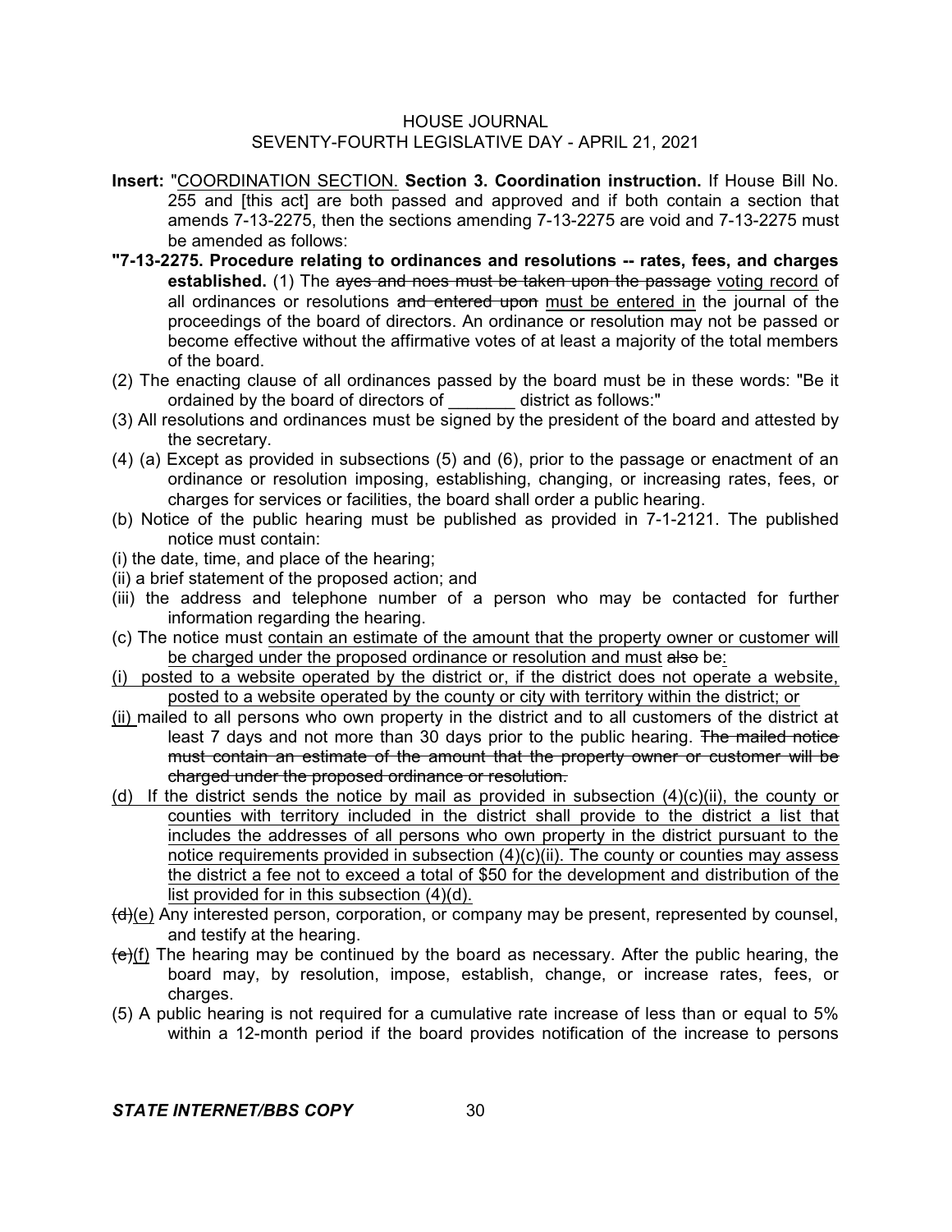**Insert:** "<u>COORDINATION SECTION.</u> **Section 3. Coordination instruction.** If House Bill No. 255 and [this act] are both passed and approved and if both contain a section that amends 7-13-2275, then the sections amending 7-13-2275 are void and 7-13-2275 must be amended as follows:

**"7-13-2275. Procedure relating to ordinances and resolutions -- rates, fees, and charges established.** (1) The ~~ayes and noes must be taken upon the passage~~ <u>voting record</u> of all ordinances or resolutions ~~and entered upon~~ <u>must be entered in</u> the journal of the proceedings of the board of directors. An ordinance or resolution may not be passed or become effective without the affirmative votes of at least a majority of the total members of the board.

(2) The enacting clause of all ordinances passed by the board must be in these words: "Be it ordained by the board of directors of _______ district as follows:"

(3) All resolutions and ordinances must be signed by the president of the board and attested by the secretary.

(4) (a) Except as provided in subsections (5) and (6), prior to the passage or enactment of an ordinance or resolution imposing, establishing, changing, or increasing rates, fees, or charges for services or facilities, the board shall order a public hearing.

(b) Notice of the public hearing must be published as provided in 7-1-2121. The published notice must contain:

(i) the date, time, and place of the hearing;

(ii) a brief statement of the proposed action; and

(iii) the address and telephone number of a person who may be contacted for further information regarding the hearing.

(c) The notice must <u>contain an estimate of the amount that the property owner or customer will be charged under the proposed ordinance or resolution and must</u> ~~also~~ be<u>:</u>

<u>(i) posted to a website operated by the district or, if the district does not operate a website, posted to a website operated by the county or city with territory within the district; or</u>

<u>(ii)</u> mailed to all persons who own property in the district and to all customers of the district at least 7 days and not more than 30 days prior to the public hearing. ~~The mailed notice must contain an estimate of the amount that the property owner or customer will be charged under the proposed ordinance or resolution.~~

<u>(d) If the district sends the notice by mail as provided in subsection (4)(c)(ii), the county or counties with territory included in the district shall provide to the district a list that includes the addresses of all persons who own property in the district pursuant to the notice requirements provided in subsection (4)(c)(ii). The county or counties may assess the district a fee not to exceed a total of $50 for the development and distribution of the list provided for in this subsection (4)(d).</u>

~~(d)~~<u>(e)</u> Any interested person, corporation, or company may be present, represented by counsel, and testify at the hearing.

~~(e)~~<u>(f)</u> The hearing may be continued by the board as necessary. After the public hearing, the board may, by resolution, impose, establish, change, or increase rates, fees, or charges.

(5) A public hearing is not required for a cumulative rate increase of less than or equal to 5% within a 12-month period if the board provides notification of the increase to persons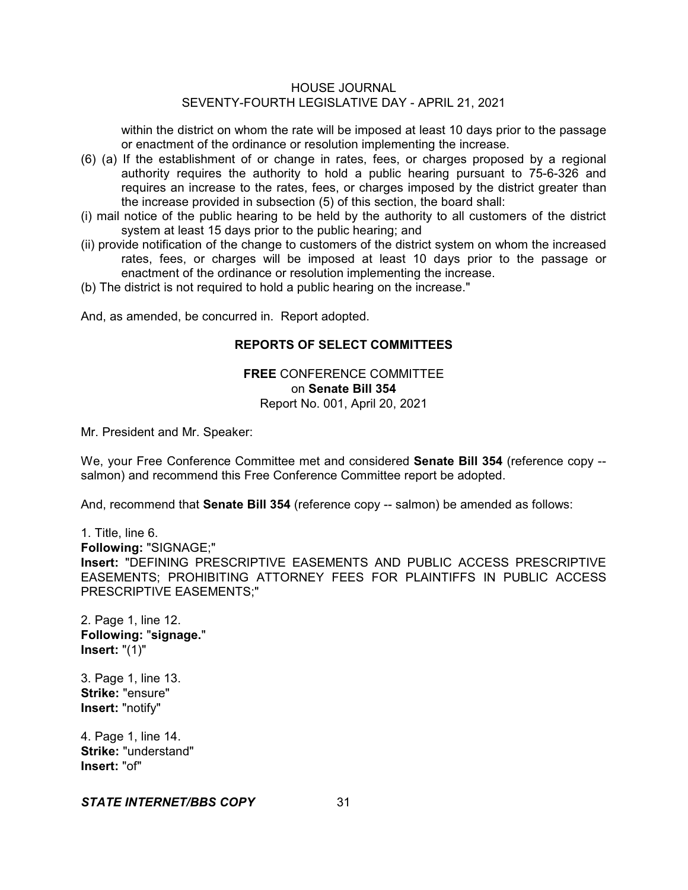within the district on whom the rate will be imposed at least 10 days prior to the passage or enactment of the ordinance or resolution implementing the increase.

(6) (a) If the establishment of or change in rates, fees, or charges proposed by a regional authority requires the authority to hold a public hearing pursuant to 75-6-326 and requires an increase to the rates, fees, or charges imposed by the district greater than the increase provided in subsection (5) of this section, the board shall:

(i) mail notice of the public hearing to be held by the authority to all customers of the district system at least 15 days prior to the public hearing; and

(ii) provide notification of the change to customers of the district system on whom the increased rates, fees, or charges will be imposed at least 10 days prior to the passage or enactment of the ordinance or resolution implementing the increase.

(b) The district is not required to hold a public hearing on the increase."

And, as amended, be concurred in. Report adopted.

## REPORTS OF SELECT COMMITTEES

**FREE** CONFERENCE COMMITTEE
on **Senate Bill 354**
Report No. 001, April 20, 2021

Mr. President and Mr. Speaker:

We, your Free Conference Committee met and considered **Senate Bill 354** (reference copy -- salmon) and recommend this Free Conference Committee report be adopted.

And, recommend that **Senate Bill 354** (reference copy -- salmon) be amended as follows:

1. Title, line 6.
**Following:** "SIGNAGE;"
**Insert:** "DEFINING PRESCRIPTIVE EASEMENTS AND PUBLIC ACCESS PRESCRIPTIVE EASEMENTS; PROHIBITING ATTORNEY FEES FOR PLAINTIFFS IN PUBLIC ACCESS PRESCRIPTIVE EASEMENTS;"

2. Page 1, line 12.
**Following:** "**signage.**"
**Insert:** "(1)"

3. Page 1, line 13.
**Strike:** "ensure"
**Insert:** "notify"

4. Page 1, line 14.
**Strike:** "understand"
**Insert:** "of"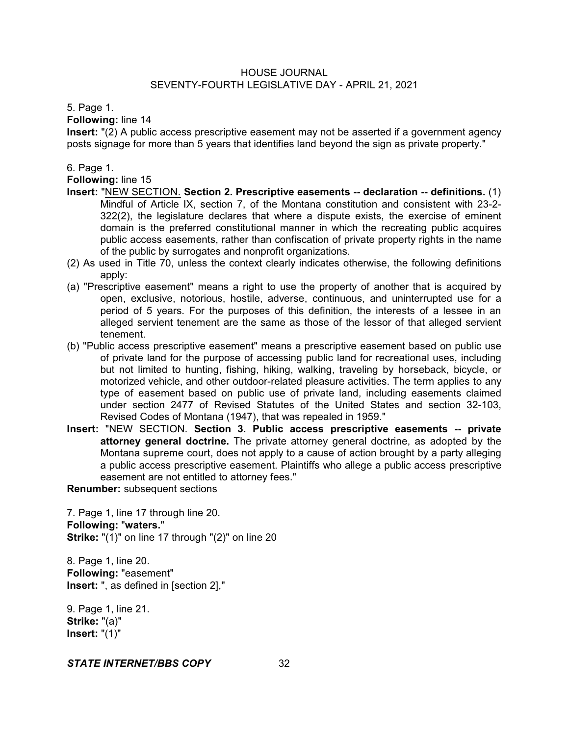5. Page 1.

**Following:** line 14

**Insert:** "(2) A public access prescriptive easement may not be asserted if a government agency posts signage for more than 5 years that identifies land beyond the sign as private property."

6. Page 1.

**Following:** line 15

**Insert:** "NEW SECTION. **Section 2. Prescriptive easements -- declaration -- definitions.** (1) Mindful of Article IX, section 7, of the Montana constitution and consistent with 23-2-322(2), the legislature declares that where a dispute exists, the exercise of eminent domain is the preferred constitutional manner in which the recreating public acquires public access easements, rather than confiscation of private property rights in the name of the public by surrogates and nonprofit organizations.

(2) As used in Title 70, unless the context clearly indicates otherwise, the following definitions apply:

(a) "Prescriptive easement" means a right to use the property of another that is acquired by open, exclusive, notorious, hostile, adverse, continuous, and uninterrupted use for a period of 5 years. For the purposes of this definition, the interests of a lessee in an alleged servient tenement are the same as those of the lessor of that alleged servient tenement.

(b) "Public access prescriptive easement" means a prescriptive easement based on public use of private land for the purpose of accessing public land for recreational uses, including but not limited to hunting, fishing, hiking, walking, traveling by horseback, bicycle, or motorized vehicle, and other outdoor-related pleasure activities. The term applies to any type of easement based on public use of private land, including easements claimed under section 2477 of Revised Statutes of the United States and section 32-103, Revised Codes of Montana (1947), that was repealed in 1959."

**Insert:** "NEW SECTION. **Section 3. Public access prescriptive easements -- private attorney general doctrine.** The private attorney general doctrine, as adopted by the Montana supreme court, does not apply to a cause of action brought by a party alleging a public access prescriptive easement. Plaintiffs who allege a public access prescriptive easement are not entitled to attorney fees."

**Renumber:** subsequent sections

7. Page 1, line 17 through line 20.

**Following:** "**waters.**"

**Strike:** "(1)" on line 17 through "(2)" on line 20

8. Page 1, line 20.

**Following:** "easement"

**Insert:** ", as defined in [section 2],"

9. Page 1, line 21.

**Strike:** "(a)"

**Insert:** "(1)"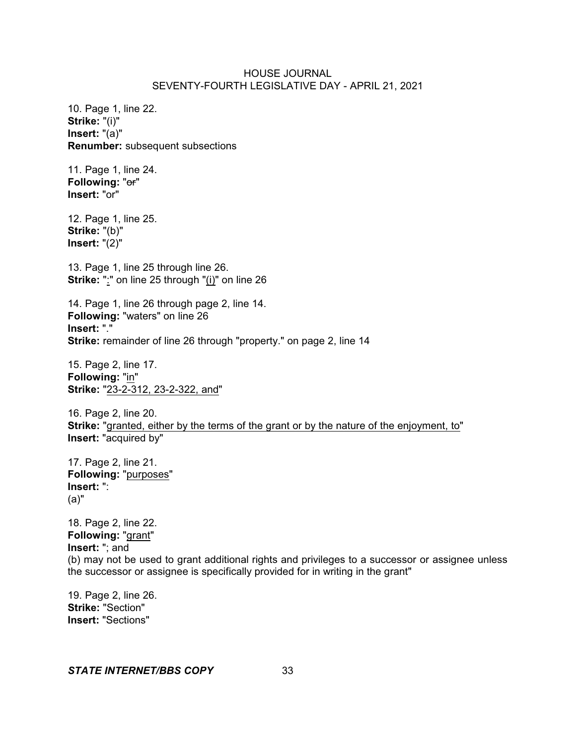10. Page 1, line 22.
**Strike:** "(i)"
**Insert:** "(a)"
**Renumber:** subsequent subsections

11. Page 1, line 24.
**Following:** "~~or~~"
**Insert:** "or"

12. Page 1, line 25.
**Strike:** "(b)"
**Insert:** "(2)"

13. Page 1, line 25 through line 26.
**Strike:** "<u>:</u>" on line 25 through "<u>(i)</u>" on line 26

14. Page 1, line 26 through page 2, line 14.
**Following:** "waters" on line 26
**Insert:** "."
**Strike:** remainder of line 26 through "property." on page 2, line 14

15. Page 2, line 17.
**Following:** "<u>in</u>"
**Strike:** "<u>23-2-312, 23-2-322, and</u>"

16. Page 2, line 20.
**Strike:** "<u>granted, either by the terms of the grant or by the nature of the enjoyment, to</u>"
**Insert:** "acquired by"

17. Page 2, line 21.
**Following:** "<u>purposes</u>"
**Insert:** ":
(a)"

18. Page 2, line 22.
**Following:** "<u>grant</u>"
**Insert:** "; and
(b) may not be used to grant additional rights and privileges to a successor or assignee unless the successor or assignee is specifically provided for in writing in the grant"

19. Page 2, line 26.
**Strike:** "Section"
**Insert:** "Sections"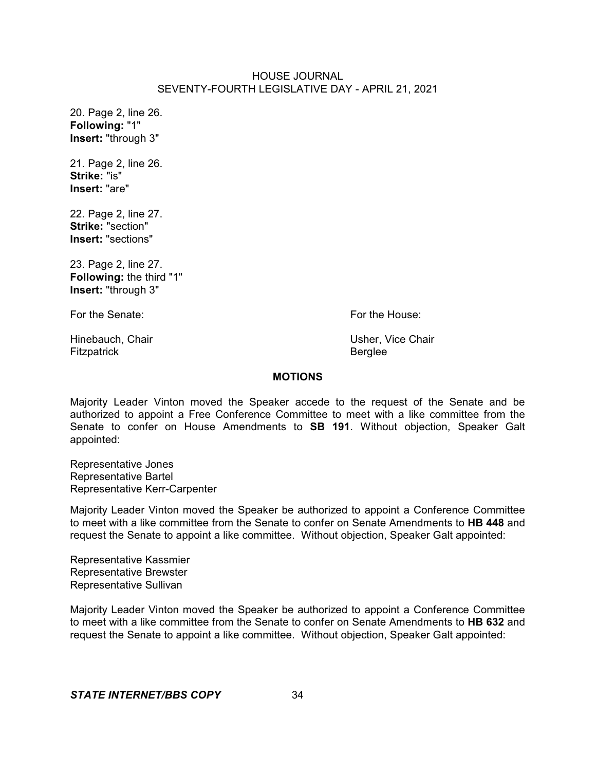20. Page 2, line 26.
**Following:** "1"
**Insert:** "through 3"

21. Page 2, line 26.
**Strike:** "is"
**Insert:** "are"

22. Page 2, line 27.
**Strike:** "section"
**Insert:** "sections"

23. Page 2, line 27.
**Following:** the third "1"
**Insert:** "through 3"

For the Senate:

Hinebauch, Chair
Fitzpatrick

For the House:

Usher, Vice Chair
Berglee

## MOTIONS

Majority Leader Vinton moved the Speaker accede to the request of the Senate and be authorized to appoint a Free Conference Committee to meet with a like committee from the Senate to confer on House Amendments to **SB 191**. Without objection, Speaker Galt appointed:

Representative Jones
Representative Bartel
Representative Kerr-Carpenter

Majority Leader Vinton moved the Speaker be authorized to appoint a Conference Committee to meet with a like committee from the Senate to confer on Senate Amendments to **HB 448** and request the Senate to appoint a like committee. Without objection, Speaker Galt appointed:

Representative Kassmier
Representative Brewster
Representative Sullivan

Majority Leader Vinton moved the Speaker be authorized to appoint a Conference Committee to meet with a like committee from the Senate to confer on Senate Amendments to **HB 632** and request the Senate to appoint a like committee. Without objection, Speaker Galt appointed: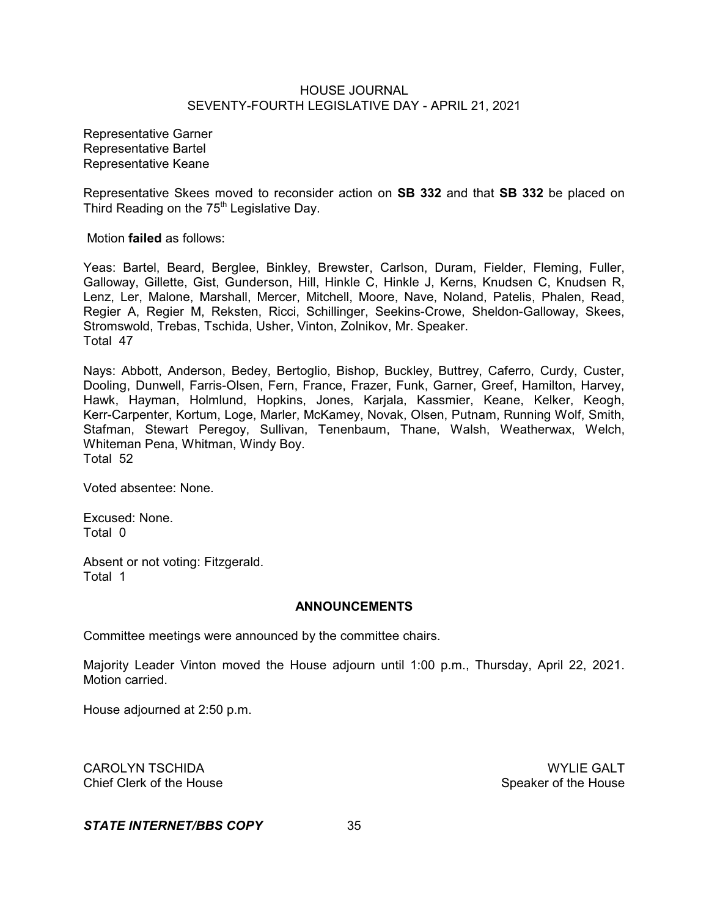Representative Garner
Representative Bartel
Representative Keane

Representative Skees moved to reconsider action on **SB 332** and that **SB 332** be placed on Third Reading on the 75th Legislative Day.

Motion **failed** as follows:

Yeas: Bartel, Beard, Berglee, Binkley, Brewster, Carlson, Duram, Fielder, Fleming, Fuller, Galloway, Gillette, Gist, Gunderson, Hill, Hinkle C, Hinkle J, Kerns, Knudsen C, Knudsen R, Lenz, Ler, Malone, Marshall, Mercer, Mitchell, Moore, Nave, Noland, Patelis, Phalen, Read, Regier A, Regier M, Reksten, Ricci, Schillinger, Seekins-Crowe, Sheldon-Galloway, Skees, Stromswold, Trebas, Tschida, Usher, Vinton, Zolnikov, Mr. Speaker.
Total 47

Nays: Abbott, Anderson, Bedey, Bertoglio, Bishop, Buckley, Buttrey, Caferro, Curdy, Custer, Dooling, Dunwell, Farris-Olsen, Fern, France, Frazer, Funk, Garner, Greef, Hamilton, Harvey, Hawk, Hayman, Holmlund, Hopkins, Jones, Karjala, Kassmier, Keane, Kelker, Keogh, Kerr-Carpenter, Kortum, Loge, Marler, McKamey, Novak, Olsen, Putnam, Running Wolf, Smith, Stafman, Stewart Peregoy, Sullivan, Tenenbaum, Thane, Walsh, Weatherwax, Welch, Whiteman Pena, Whitman, Windy Boy.
Total 52

Voted absentee: None.

Excused: None.
Total 0

Absent or not voting: Fitzgerald.
Total 1

## ANNOUNCEMENTS

Committee meetings were announced by the committee chairs.

Majority Leader Vinton moved the House adjourn until 1:00 p.m., Thursday, April 22, 2021. Motion carried.

House adjourned at 2:50 p.m.

CAROLYN TSCHIDA
Chief Clerk of the House

WYLIE GALT
Speaker of the House